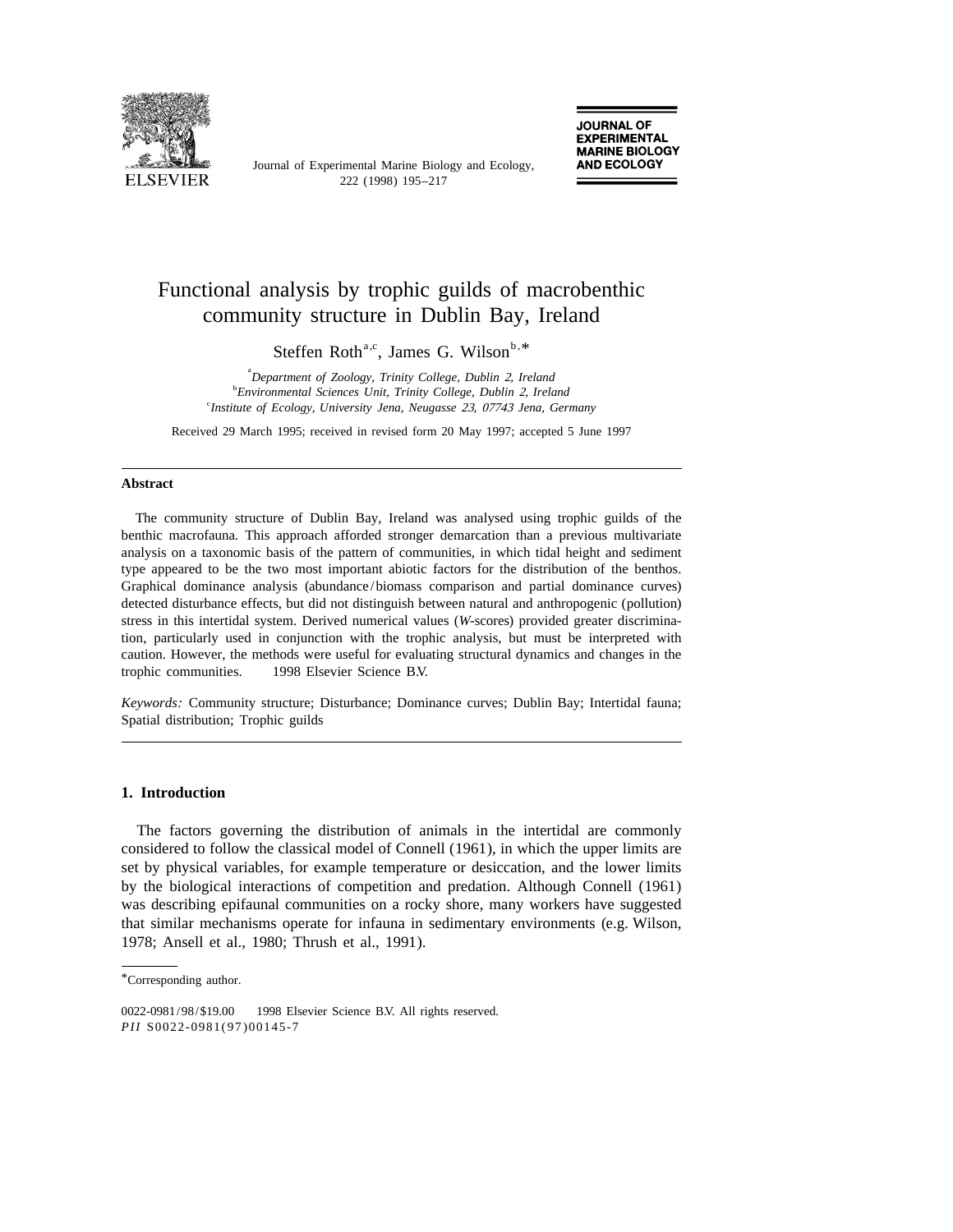Journal of Experimental Marine Biology and Ecology, 222 (1998) 195–217

# Functional analysis by trophic guilds of macrobenthic community structure in Dublin Bay, Ireland

Steffen Roth[a,c], James G. Wilson[b,*]

[a] *Department of Zoology, Trinity College, Dublin 2, Ireland*
[b] *Environmental Sciences Unit, Trinity College, Dublin 2, Ireland*
[c] *Institute of Ecology, University Jena, Neugasse 23, 07743 Jena, Germany*

Received 29 March 1995; received in revised form 20 May 1997; accepted 5 June 1997

## Abstract

The community structure of Dublin Bay, Ireland was analysed using trophic guilds of the benthic macrofauna. This approach afforded stronger demarcation than a previous multivariate analysis on a taxonomic basis of the pattern of communities, in which tidal height and sediment type appeared to be the two most important abiotic factors for the distribution of the benthos. Graphical dominance analysis (abundance/biomass comparison and partial dominance curves) detected disturbance effects, but did not distinguish between natural and anthropogenic (pollution) stress in this intertidal system. Derived numerical values (*W*-scores) provided greater discrimination, particularly used in conjunction with the trophic analysis, but must be interpreted with caution. However, the methods were useful for evaluating structural dynamics and changes in the trophic communities. © 1998 Elsevier Science B.V.

*Keywords:* Community structure; Disturbance; Dominance curves; Dublin Bay; Intertidal fauna; Spatial distribution; Trophic guilds

## 1. Introduction

The factors governing the distribution of animals in the intertidal are commonly considered to follow the classical model of Connell (1961), in which the upper limits are set by physical variables, for example temperature or desiccation, and the lower limits by the biological interactions of competition and predation. Although Connell (1961) was describing epifaunal communities on a rocky shore, many workers have suggested that similar mechanisms operate for infauna in sedimentary environments (e.g. Wilson, 1978; Ansell et al., 1980; Thrush et al., 1991).

*Corresponding author.

0022-0981/98/$19.00 © 1998 Elsevier Science B.V. All rights reserved.
*PII* S0022-0981(97)00145-7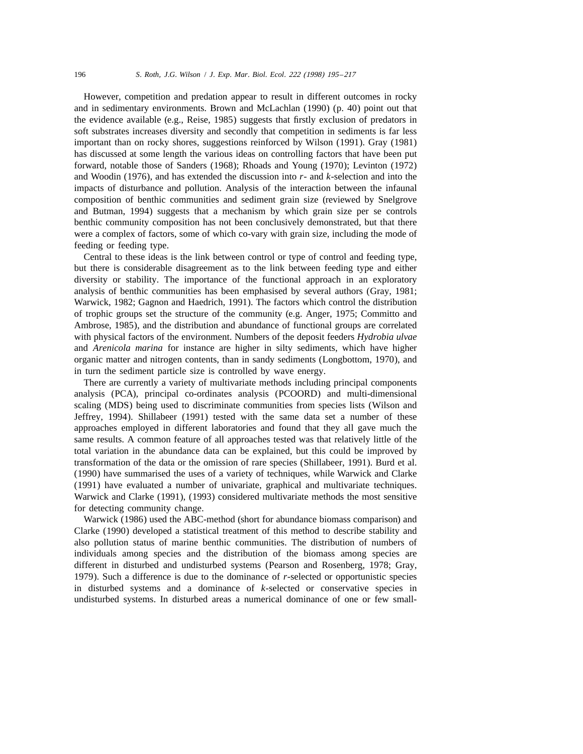However, competition and predation appear to result in different outcomes in rocky and in sedimentary environments. Brown and McLachlan (1990) (p. 40) point out that the evidence available (e.g., Reise, 1985) suggests that firstly exclusion of predators in soft substrates increases diversity and secondly that competition in sediments is far less important than on rocky shores, suggestions reinforced by Wilson (1991). Gray (1981) has discussed at some length the various ideas on controlling factors that have been put forward, notable those of Sanders (1968); Rhoads and Young (1970); Levinton (1972) and Woodin (1976), and has extended the discussion into *r*- and *k*-selection and into the impacts of disturbance and pollution. Analysis of the interaction between the infaunal composition of benthic communities and sediment grain size (reviewed by Snelgrove and Butman, 1994) suggests that a mechanism by which grain size per se controls benthic community composition has not been conclusively demonstrated, but that there were a complex of factors, some of which co-vary with grain size, including the mode of feeding or feeding type.

Central to these ideas is the link between control or type of control and feeding type, but there is considerable disagreement as to the link between feeding type and either diversity or stability. The importance of the functional approach in an exploratory analysis of benthic communities has been emphasised by several authors (Gray, 1981; Warwick, 1982; Gagnon and Haedrich, 1991). The factors which control the distribution of trophic groups set the structure of the community (e.g. Anger, 1975; Committo and Ambrose, 1985), and the distribution and abundance of functional groups are correlated with physical factors of the environment. Numbers of the deposit feeders *Hydrobia ulvae* and *Arenicola marina* for instance are higher in silty sediments, which have higher organic matter and nitrogen contents, than in sandy sediments (Longbottom, 1970), and in turn the sediment particle size is controlled by wave energy.

There are currently a variety of multivariate methods including principal components analysis (PCA), principal co-ordinates analysis (PCOORD) and multi-dimensional scaling (MDS) being used to discriminate communities from species lists (Wilson and Jeffrey, 1994). Shillabeer (1991) tested with the same data set a number of these approaches employed in different laboratories and found that they all gave much the same results. A common feature of all approaches tested was that relatively little of the total variation in the abundance data can be explained, but this could be improved by transformation of the data or the omission of rare species (Shillabeer, 1991). Burd et al. (1990) have summarised the uses of a variety of techniques, while Warwick and Clarke (1991) have evaluated a number of univariate, graphical and multivariate techniques. Warwick and Clarke (1991), (1993) considered multivariate methods the most sensitive for detecting community change.

Warwick (1986) used the ABC-method (short for abundance biomass comparison) and Clarke (1990) developed a statistical treatment of this method to describe stability and also pollution status of marine benthic communities. The distribution of numbers of individuals among species and the distribution of the biomass among species are different in disturbed and undisturbed systems (Pearson and Rosenberg, 1978; Gray, 1979). Such a difference is due to the dominance of *r*-selected or opportunistic species in disturbed systems and a dominance of *k*-selected or conservative species in undisturbed systems. In disturbed areas a numerical dominance of one or few small-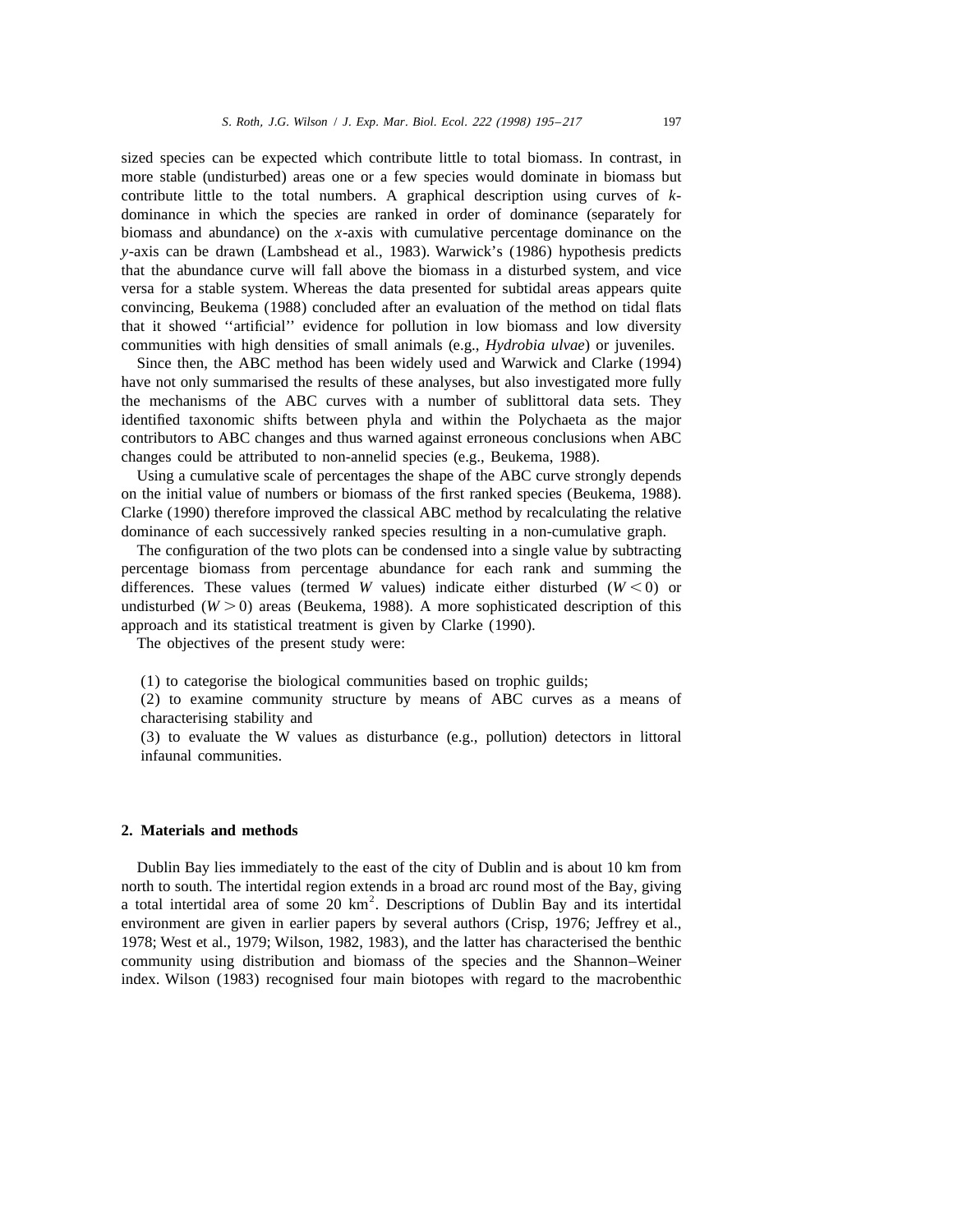sized species can be expected which contribute little to total biomass. In contrast, in more stable (undisturbed) areas one or a few species would dominate in biomass but contribute little to the total numbers. A graphical description using curves of *k*-dominance in which the species are ranked in order of dominance (separately for biomass and abundance) on the *x*-axis with cumulative percentage dominance on the *y*-axis can be drawn (Lambshead et al., 1983). Warwick's (1986) hypothesis predicts that the abundance curve will fall above the biomass in a disturbed system, and vice versa for a stable system. Whereas the data presented for subtidal areas appears quite convincing, Beukema (1988) concluded after an evaluation of the method on tidal flats that it showed ''artificial'' evidence for pollution in low biomass and low diversity communities with high densities of small animals (e.g., *Hydrobia ulvae*) or juveniles.

Since then, the ABC method has been widely used and Warwick and Clarke (1994) have not only summarised the results of these analyses, but also investigated more fully the mechanisms of the ABC curves with a number of sublittoral data sets. They identified taxonomic shifts between phyla and within the Polychaeta as the major contributors to ABC changes and thus warned against erroneous conclusions when ABC changes could be attributed to non-annelid species (e.g., Beukema, 1988).

Using a cumulative scale of percentages the shape of the ABC curve strongly depends on the initial value of numbers or biomass of the first ranked species (Beukema, 1988). Clarke (1990) therefore improved the classical ABC method by recalculating the relative dominance of each successively ranked species resulting in a non-cumulative graph.

The configuration of the two plots can be condensed into a single value by subtracting percentage biomass from percentage abundance for each rank and summing the differences. These values (termed $W$ values) indicate either disturbed ($W < 0$) or undisturbed ($W > 0$) areas (Beukema, 1988). A more sophisticated description of this approach and its statistical treatment is given by Clarke (1990).

The objectives of the present study were:

(1) to categorise the biological communities based on trophic guilds;
(2) to examine community structure by means of ABC curves as a means of characterising stability and
(3) to evaluate the W values as disturbance (e.g., pollution) detectors in littoral infaunal communities.

## 2. Materials and methods

Dublin Bay lies immediately to the east of the city of Dublin and is about 10 km from north to south. The intertidal region extends in a broad arc round most of the Bay, giving a total intertidal area of some 20 $km^2$. Descriptions of Dublin Bay and its intertidal environment are given in earlier papers by several authors (Crisp, 1976; Jeffrey et al., 1978; West et al., 1979; Wilson, 1982, 1983), and the latter has characterised the benthic community using distribution and biomass of the species and the Shannon–Weiner index. Wilson (1983) recognised four main biotopes with regard to the macrobenthic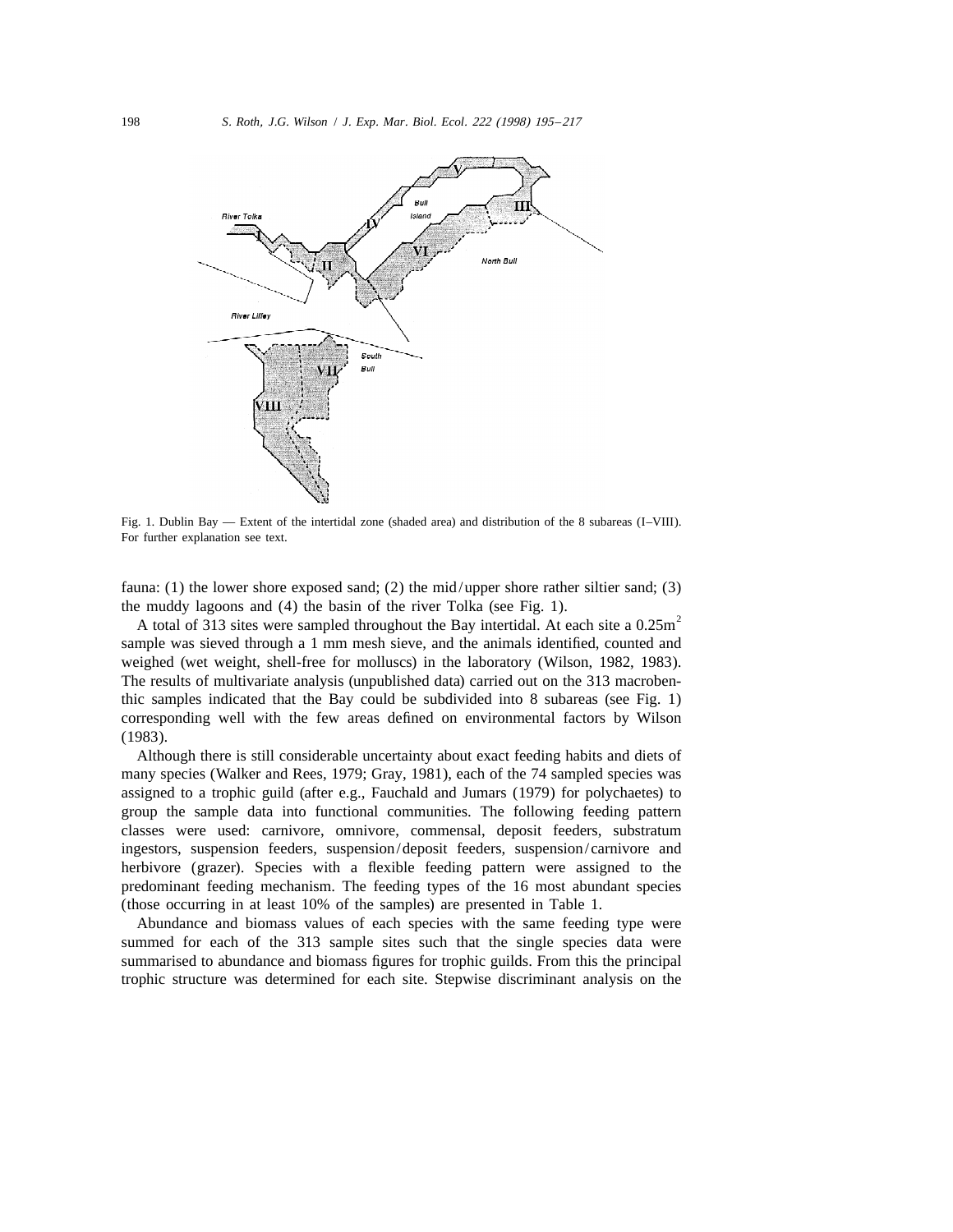Fig. 1. Dublin Bay — Extent of the intertidal zone (shaded area) and distribution of the 8 subareas (I–VIII). For further explanation see text.

fauna: (1) the lower shore exposed sand; (2) the mid/upper shore rather siltier sand; (3) the muddy lagoons and (4) the basin of the river Tolka (see Fig. 1).

A total of 313 sites were sampled throughout the Bay intertidal. At each site a $0.25m^2$ sample was sieved through a 1 mm mesh sieve, and the animals identified, counted and weighed (wet weight, shell-free for molluscs) in the laboratory (Wilson, 1982, 1983). The results of multivariate analysis (unpublished data) carried out on the 313 macrobenthic samples indicated that the Bay could be subdivided into 8 subareas (see Fig. 1) corresponding well with the few areas defined on environmental factors by Wilson (1983).

Although there is still considerable uncertainty about exact feeding habits and diets of many species (Walker and Rees, 1979; Gray, 1981), each of the 74 sampled species was assigned to a trophic guild (after e.g., Fauchald and Jumars (1979) for polychaetes) to group the sample data into functional communities. The following feeding pattern classes were used: carnivore, omnivore, commensal, deposit feeders, substratum ingestors, suspension feeders, suspension/deposit feeders, suspension/carnivore and herbivore (grazer). Species with a flexible feeding pattern were assigned to the predominant feeding mechanism. The feeding types of the 16 most abundant species (those occurring in at least 10% of the samples) are presented in Table 1.

Abundance and biomass values of each species with the same feeding type were summed for each of the 313 sample sites such that the single species data were summarised to abundance and biomass figures for trophic guilds. From this the principal trophic structure was determined for each site. Stepwise discriminant analysis on the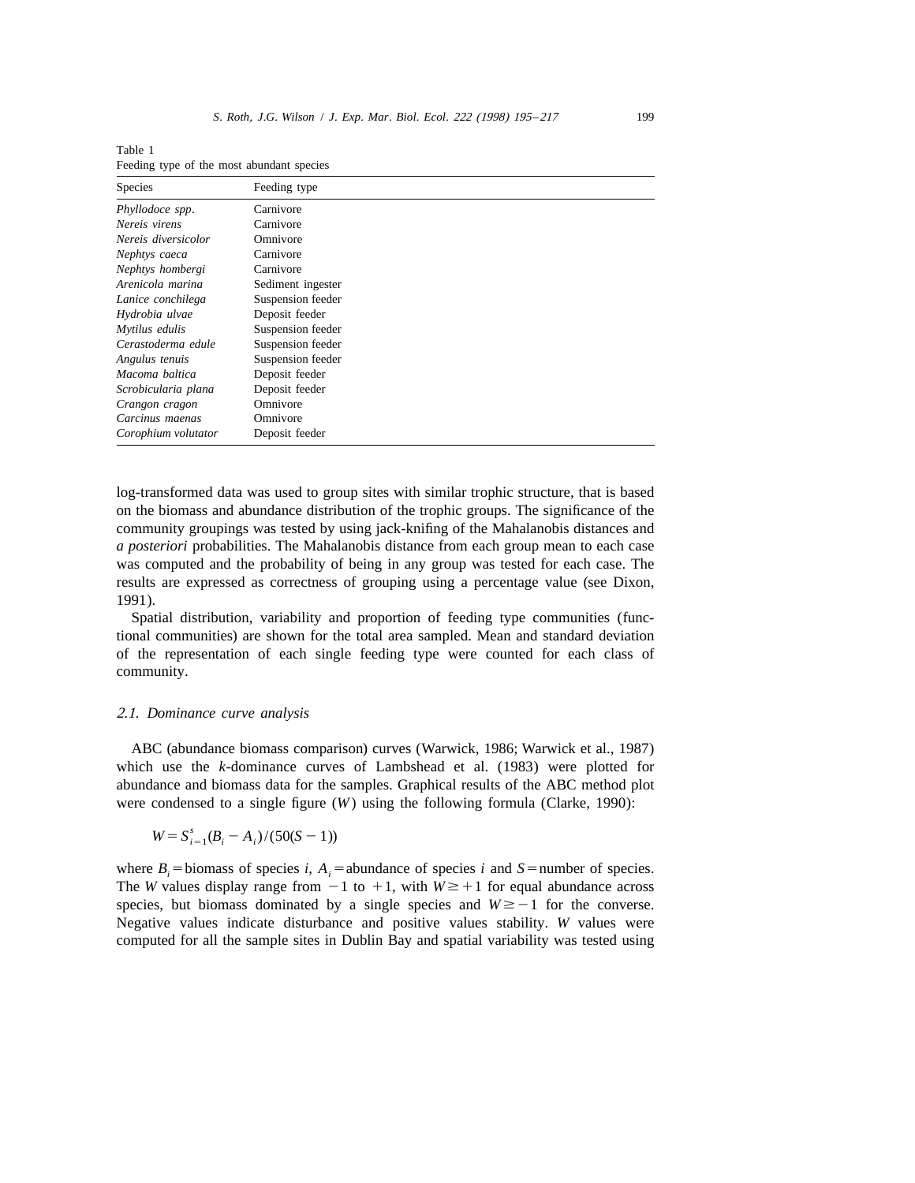Table 1
Feeding type of the most abundant species

| Species | Feeding type |
|---|---|
| *Phyllodoce spp.* | Carnivore |
| *Nereis virens* | Carnivore |
| *Nereis diversicolor* | Omnivore |
| *Nephtys caeca* | Carnivore |
| *Nephtys hombergi* | Carnivore |
| *Arenicola marina* | Sediment ingester |
| *Lanice conchilega* | Suspension feeder |
| *Hydrobia ulvae* | Deposit feeder |
| *Mytilus edulis* | Suspension feeder |
| *Cerastoderma edule* | Suspension feeder |
| *Angulus tenuis* | Suspension feeder |
| *Macoma baltica* | Deposit feeder |
| *Scrobicularia plana* | Deposit feeder |
| *Crangon cragon* | Omnivore |
| *Carcinus maenas* | Omnivore |
| *Corophium volutator* | Deposit feeder |

log-transformed data was used to group sites with similar trophic structure, that is based on the biomass and abundance distribution of the trophic groups. The significance of the community groupings was tested by using jack-knifing of the Mahalanobis distances and *a posteriori* probabilities. The Mahalanobis distance from each group mean to each case was computed and the probability of being in any group was tested for each case. The results are expressed as correctness of grouping using a percentage value (see Dixon, 1991).

Spatial distribution, variability and proportion of feeding type communities (functional communities) are shown for the total area sampled. Mean and standard deviation of the representation of each single feeding type were counted for each class of community.

### 2.1. Dominance curve analysis

ABC (abundance biomass comparison) curves (Warwick, 1986; Warwick et al., 1987) which use the *k*-dominance curves of Lambshead et al. (1983) were plotted for abundance and biomass data for the samples. Graphical results of the ABC method plot were condensed to a single figure ($W$) using the following formula (Clarke, 1990):

$$W = S_{i=1}^{s}(B_i - A_i)/(50(S-1))$$

where $B_i$ = biomass of species $i$, $A_i$ = abundance of species $i$ and $S$ = number of species. The $W$ values display range from $-1$ to $+1$, with $W \geq +1$ for equal abundance across species, but biomass dominated by a single species and $W \geq -1$ for the converse. Negative values indicate disturbance and positive values stability. $W$ values were computed for all the sample sites in Dublin Bay and spatial variability was tested using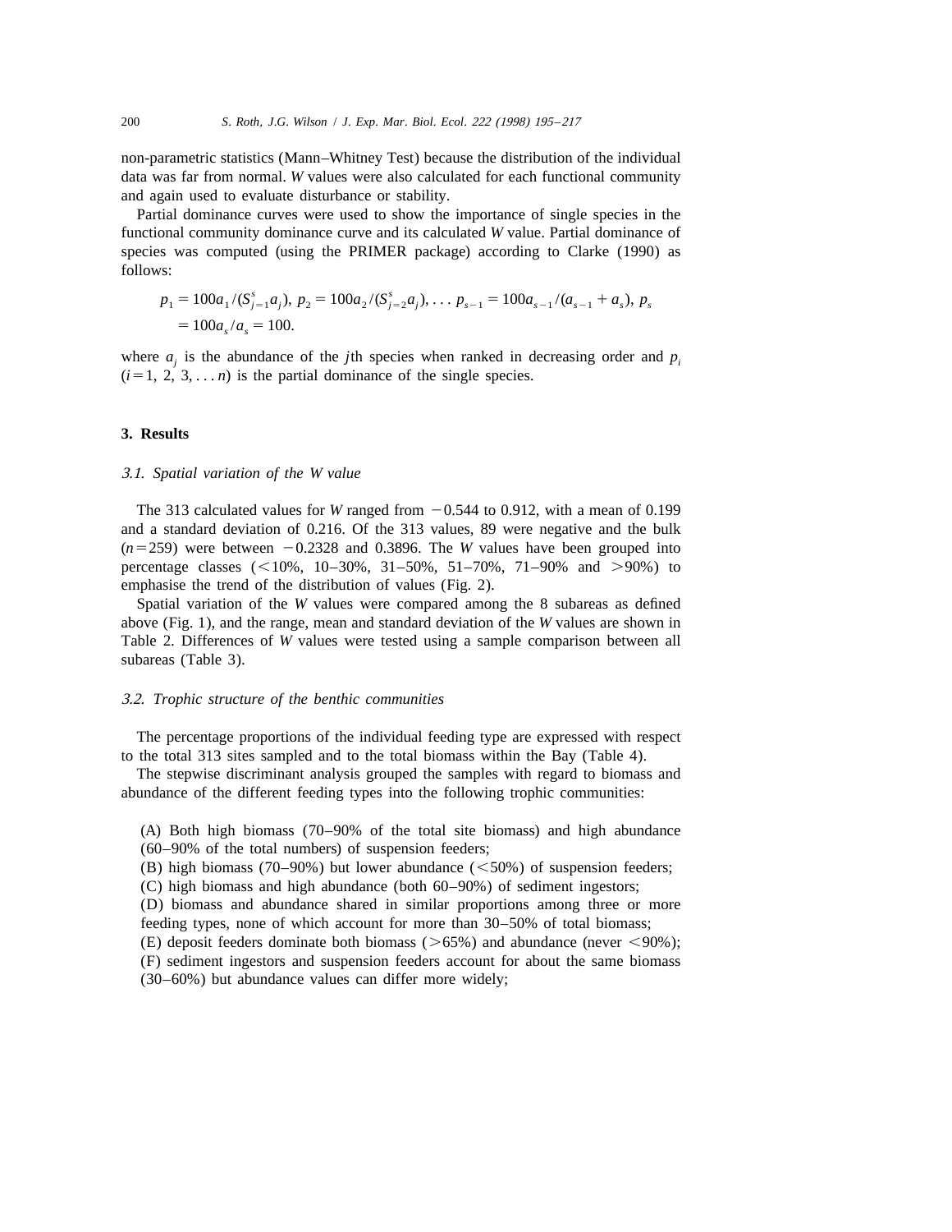non-parametric statistics (Mann–Whitney Test) because the distribution of the individual data was far from normal. *W* values were also calculated for each functional community and again used to evaluate disturbance or stability.

Partial dominance curves were used to show the importance of single species in the functional community dominance curve and its calculated *W* value. Partial dominance of species was computed (using the PRIMER package) according to Clarke (1990) as follows:

$$p_1 = 100a_1/(S^s_{j=1}a_j),\ p_2 = 100a_2/(S^s_{j=2}a_j), \ldots\ p_{s-1} = 100a_{s-1}/(a_{s-1} + a_s),\ p_s = 100a_s/a_s = 100.$$

where $a_j$ is the abundance of the *j*th species when ranked in decreasing order and $p_i$ ($i = 1, 2, 3, \ldots n$) is the partial dominance of the single species.

## 3. Results

### 3.1. Spatial variation of the W value

The 313 calculated values for *W* ranged from $-0.544$ to 0.912, with a mean of 0.199 and a standard deviation of 0.216. Of the 313 values, 89 were negative and the bulk ($n = 259$) were between $-0.2328$ and 0.3896. The *W* values have been grouped into percentage classes (<10%, 10–30%, 31–50%, 51–70%, 71–90% and >90%) to emphasise the trend of the distribution of values (Fig. 2).

Spatial variation of the *W* values were compared among the 8 subareas as defined above (Fig. 1), and the range, mean and standard deviation of the *W* values are shown in Table 2. Differences of *W* values were tested using a sample comparison between all subareas (Table 3).

### 3.2. Trophic structure of the benthic communities

The percentage proportions of the individual feeding type are expressed with respect to the total 313 sites sampled and to the total biomass within the Bay (Table 4).

The stepwise discriminant analysis grouped the samples with regard to biomass and abundance of the different feeding types into the following trophic communities:

(A) Both high biomass (70–90% of the total site biomass) and high abundance (60–90% of the total numbers) of suspension feeders;
(B) high biomass (70–90%) but lower abundance (<50%) of suspension feeders;
(C) high biomass and high abundance (both 60–90%) of sediment ingestors;
(D) biomass and abundance shared in similar proportions among three or more feeding types, none of which account for more than 30–50% of total biomass;
(E) deposit feeders dominate both biomass (>65%) and abundance (never <90%);
(F) sediment ingestors and suspension feeders account for about the same biomass (30–60%) but abundance values can differ more widely;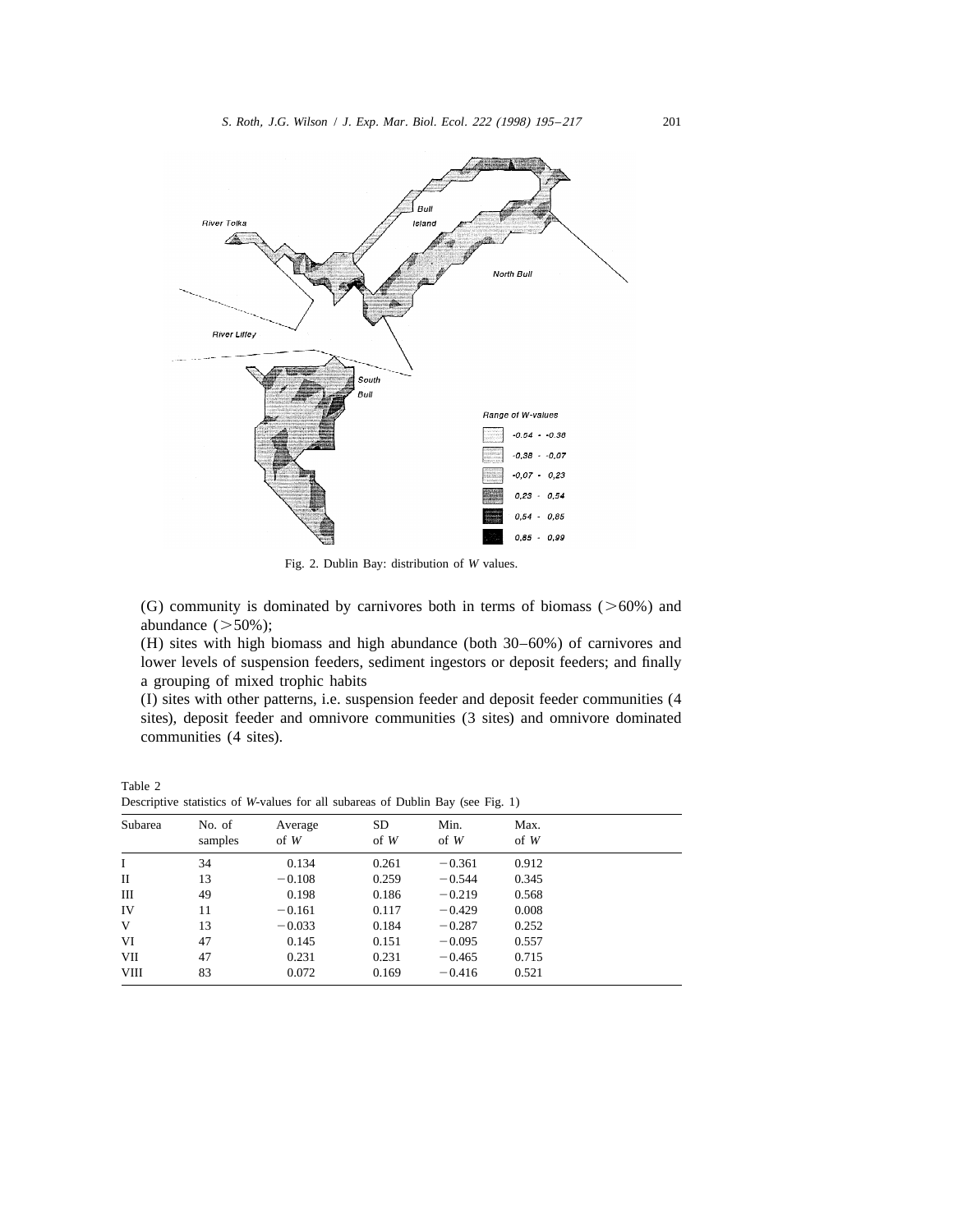Fig. 2. Dublin Bay: distribution of *W* values.

(G) community is dominated by carnivores both in terms of biomass (>60%) and abundance (>50%);

(H) sites with high biomass and high abundance (both 30–60%) of carnivores and lower levels of suspension feeders, sediment ingestors or deposit feeders; and finally a grouping of mixed trophic habits

(I) sites with other patterns, i.e. suspension feeder and deposit feeder communities (4 sites), deposit feeder and omnivore communities (3 sites) and omnivore dominated communities (4 sites).

Table 2
Descriptive statistics of *W*-values for all subareas of Dublin Bay (see Fig. 1)

| Subarea | No. of samples | Average of *W* | SD of *W* | Min. of *W* | Max. of *W* |
|---|---|---|---|---|---|
| I | 34 | 0.134 | 0.261 | −0.361 | 0.912 |
| II | 13 | −0.108 | 0.259 | −0.544 | 0.345 |
| III | 49 | 0.198 | 0.186 | −0.219 | 0.568 |
| IV | 11 | −0.161 | 0.117 | −0.429 | 0.008 |
| V | 13 | −0.033 | 0.184 | −0.287 | 0.252 |
| VI | 47 | 0.145 | 0.151 | −0.095 | 0.557 |
| VII | 47 | 0.231 | 0.231 | −0.465 | 0.715 |
| VIII | 83 | 0.072 | 0.169 | −0.416 | 0.521 |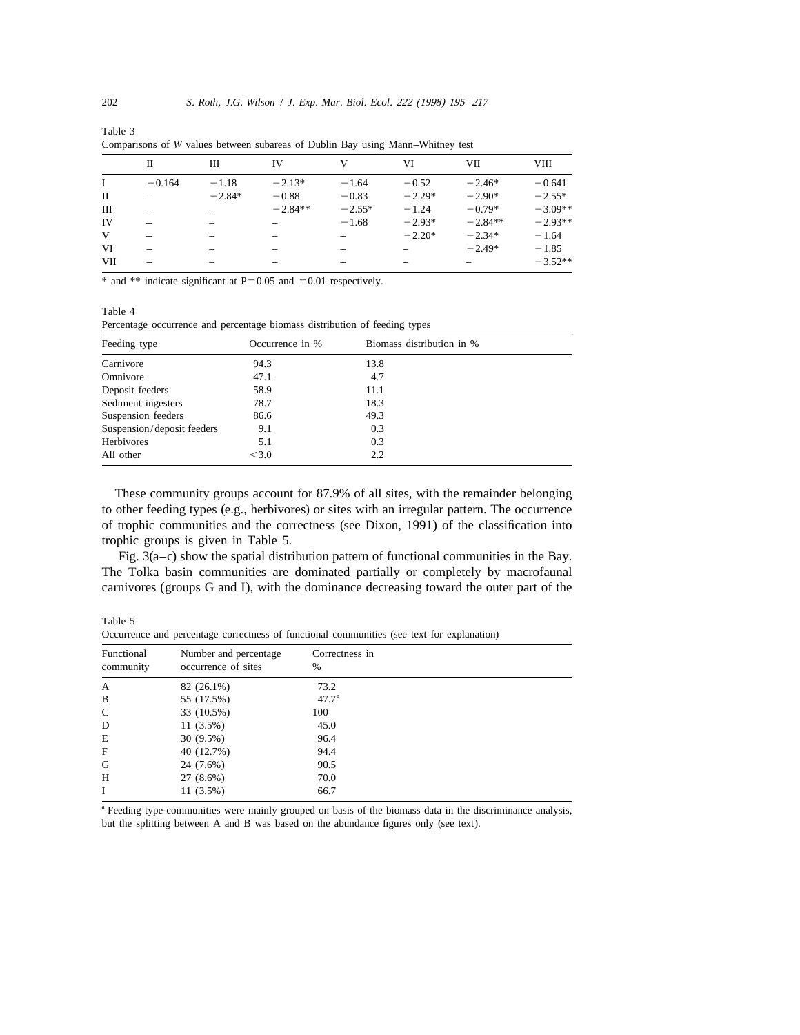Table 3
Comparisons of *W* values between subareas of Dublin Bay using Mann–Whitney test

| | II | III | IV | V | VI | VII | VIII |
|---|---|---|---|---|---|---|---|
| I | −0.164 | −1.18 | −2.13* | −1.64 | −0.52 | −2.46* | −0.641 |
| II | – | −2.84* | −0.88 | −0.83 | −2.29* | −2.90* | −2.55* |
| III | – | – | −2.84** | −2.55* | −1.24 | −0.79* | −3.09** |
| IV | – | – | – | −1.68 | −2.93* | −2.84** | −2.93** |
| V | – | – | – | – | −2.20* | −2.34* | −1.64 |
| VI | – | – | – | – | – | −2.49* | −1.85 |
| VII | – | – | – | – | – | – | −3.52** |

\* and ** indicate significant at P=0.05 and =0.01 respectively.

Table 4
Percentage occurrence and percentage biomass distribution of feeding types

| Feeding type | Occurrence in % | Biomass distribution in % |
|---|---|---|
| Carnivore | 94.3 | 13.8 |
| Omnivore | 47.1 | 4.7 |
| Deposit feeders | 58.9 | 11.1 |
| Sediment ingesters | 78.7 | 18.3 |
| Suspension feeders | 86.6 | 49.3 |
| Suspension/deposit feeders | 9.1 | 0.3 |
| Herbivores | 5.1 | 0.3 |
| All other | <3.0 | 2.2 |

These community groups account for 87.9% of all sites, with the remainder belonging to other feeding types (e.g., herbivores) or sites with an irregular pattern. The occurrence of trophic communities and the correctness (see Dixon, 1991) of the classification into trophic groups is given in Table 5.

Fig. 3(a–c) show the spatial distribution pattern of functional communities in the Bay. The Tolka basin communities are dominated partially or completely by macrofaunal carnivores (groups G and I), with the dominance decreasing toward the outer part of the

Table 5
Occurrence and percentage correctness of functional communities (see text for explanation)

| Functional community | Number and percentage occurrence of sites | Correctness in % |
|---|---|---|
| A | 82 (26.1%) | 73.2 |
| B | 55 (17.5%) | 47.7[a] |
| C | 33 (10.5%) | 100 |
| D | 11 (3.5%) | 45.0 |
| E | 30 (9.5%) | 96.4 |
| F | 40 (12.7%) | 94.4 |
| G | 24 (7.6%) | 90.5 |
| H | 27 (8.6%) | 70.0 |
| I | 11 (3.5%) | 66.7 |

[a] Feeding type-communities were mainly grouped on basis of the biomass data in the discriminance analysis, but the splitting between A and B was based on the abundance figures only (see text).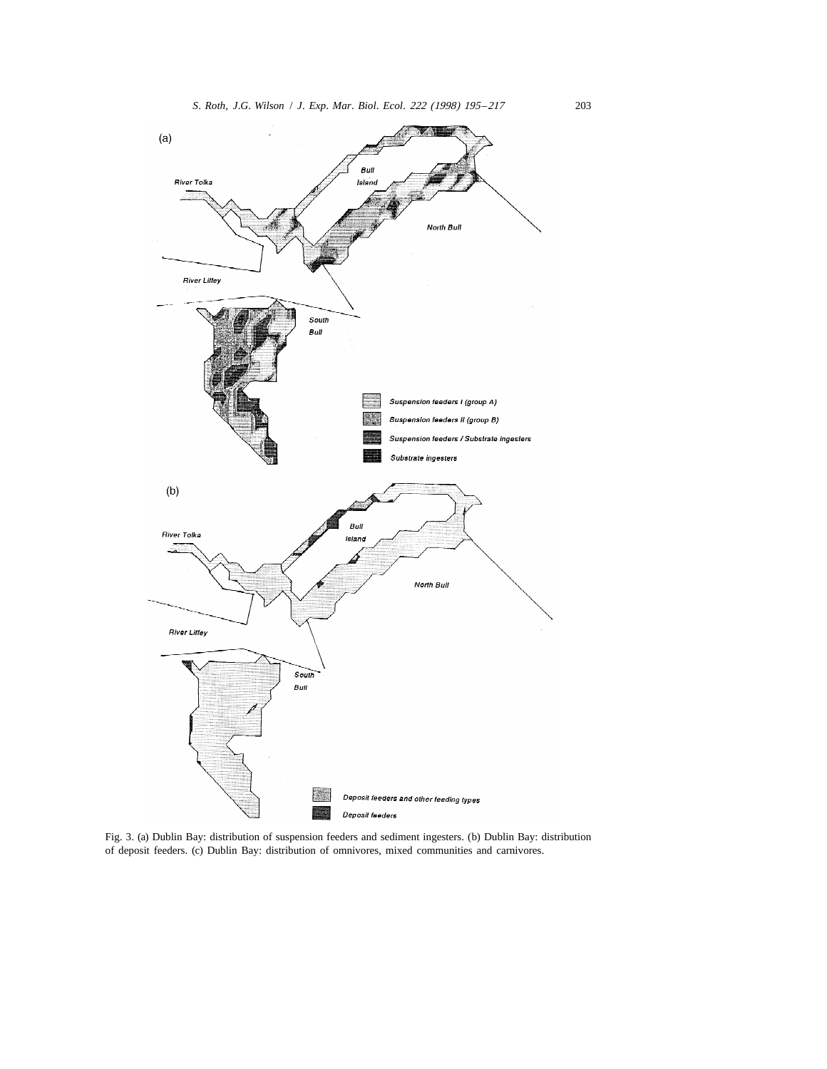Fig. 3. (a) Dublin Bay: distribution of suspension feeders and sediment ingesters. (b) Dublin Bay: distribution of deposit feeders. (c) Dublin Bay: distribution of omnivores, mixed communities and carnivores.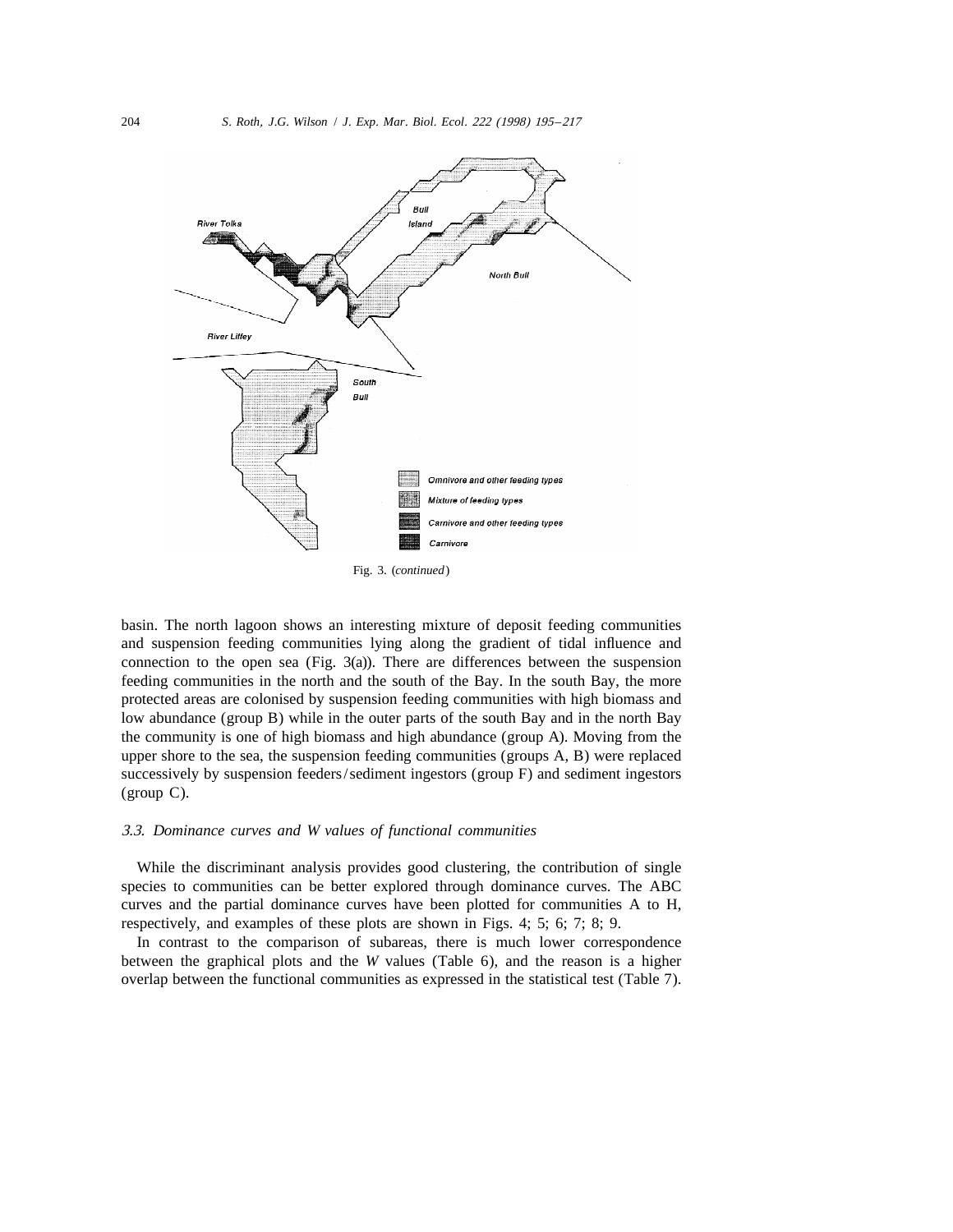Fig. 3. (*continued*)

basin. The north lagoon shows an interesting mixture of deposit feeding communities and suspension feeding communities lying along the gradient of tidal influence and connection to the open sea (Fig. 3(a)). There are differences between the suspension feeding communities in the north and the south of the Bay. In the south Bay, the more protected areas are colonised by suspension feeding communities with high biomass and low abundance (group B) while in the outer parts of the south Bay and in the north Bay the community is one of high biomass and high abundance (group A). Moving from the upper shore to the sea, the suspension feeding communities (groups A, B) were replaced successively by suspension feeders/sediment ingestors (group F) and sediment ingestors (group C).

### 3.3. Dominance curves and W values of functional communities

While the discriminant analysis provides good clustering, the contribution of single species to communities can be better explored through dominance curves. The ABC curves and the partial dominance curves have been plotted for communities A to H, respectively, and examples of these plots are shown in Figs. 4; 5; 6; 7; 8; 9.

In contrast to the comparison of subareas, there is much lower correspondence between the graphical plots and the *W* values (Table 6), and the reason is a higher overlap between the functional communities as expressed in the statistical test (Table 7).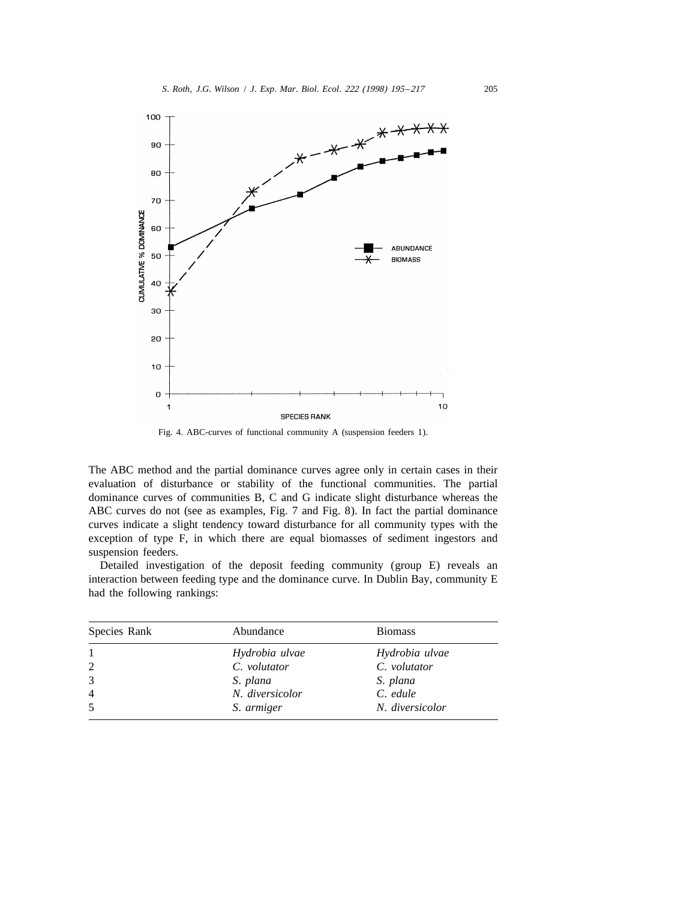Fig. 4. ABC-curves of functional community A (suspension feeders 1).

The ABC method and the partial dominance curves agree only in certain cases in their evaluation of disturbance or stability of the functional communities. The partial dominance curves of communities B, C and G indicate slight disturbance whereas the ABC curves do not (see as examples, Fig. 7 and Fig. 8). In fact the partial dominance curves indicate a slight tendency toward disturbance for all community types with the exception of type F, in which there are equal biomasses of sediment ingestors and suspension feeders.

Detailed investigation of the deposit feeding community (group E) reveals an interaction between feeding type and the dominance curve. In Dublin Bay, community E had the following rankings:

| Species Rank | Abundance | Biomass |
|---|---|---|
| 1 | *Hydrobia ulvae* | *Hydrobia ulvae* |
| 2 | *C. volutator* | *C. volutator* |
| 3 | *S. plana* | *S. plana* |
| 4 | *N. diversicolor* | *C. edule* |
| 5 | *S. armiger* | *N. diversicolor* |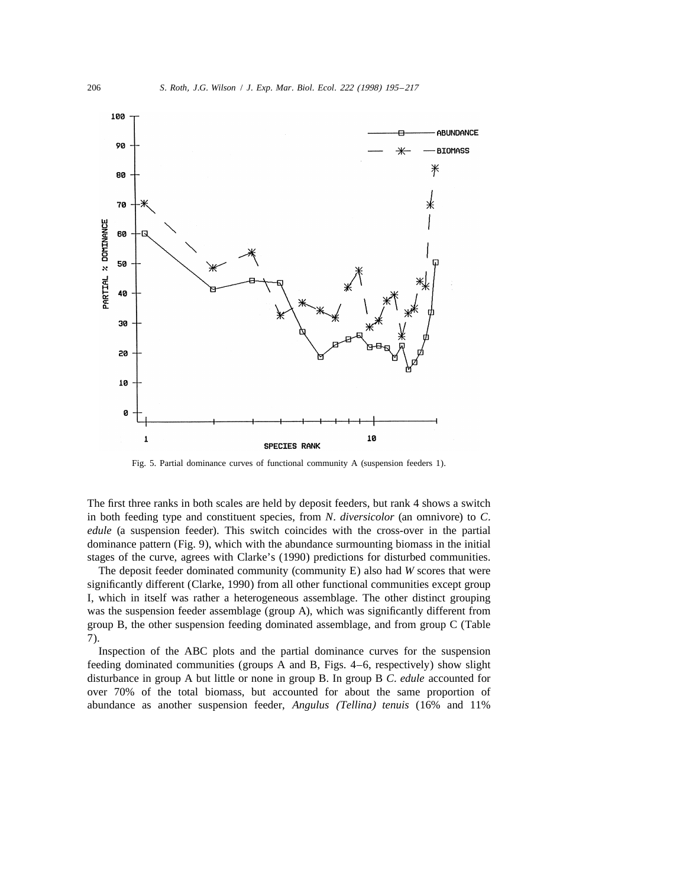Fig. 5. Partial dominance curves of functional community A (suspension feeders 1).

The first three ranks in both scales are held by deposit feeders, but rank 4 shows a switch in both feeding type and constituent species, from *N. diversicolor* (an omnivore) to *C. edule* (a suspension feeder). This switch coincides with the cross-over in the partial dominance pattern (Fig. 9), which with the abundance surmounting biomass in the initial stages of the curve, agrees with Clarke's (1990) predictions for disturbed communities.

The deposit feeder dominated community (community E) also had *W* scores that were significantly different (Clarke, 1990) from all other functional communities except group I, which in itself was rather a heterogeneous assemblage. The other distinct grouping was the suspension feeder assemblage (group A), which was significantly different from group B, the other suspension feeding dominated assemblage, and from group C (Table 7).

Inspection of the ABC plots and the partial dominance curves for the suspension feeding dominated communities (groups A and B, Figs. 4–6, respectively) show slight disturbance in group A but little or none in group B. In group B *C. edule* accounted for over 70% of the total biomass, but accounted for about the same proportion of abundance as another suspension feeder, *Angulus (Tellina) tenuis* (16% and 11%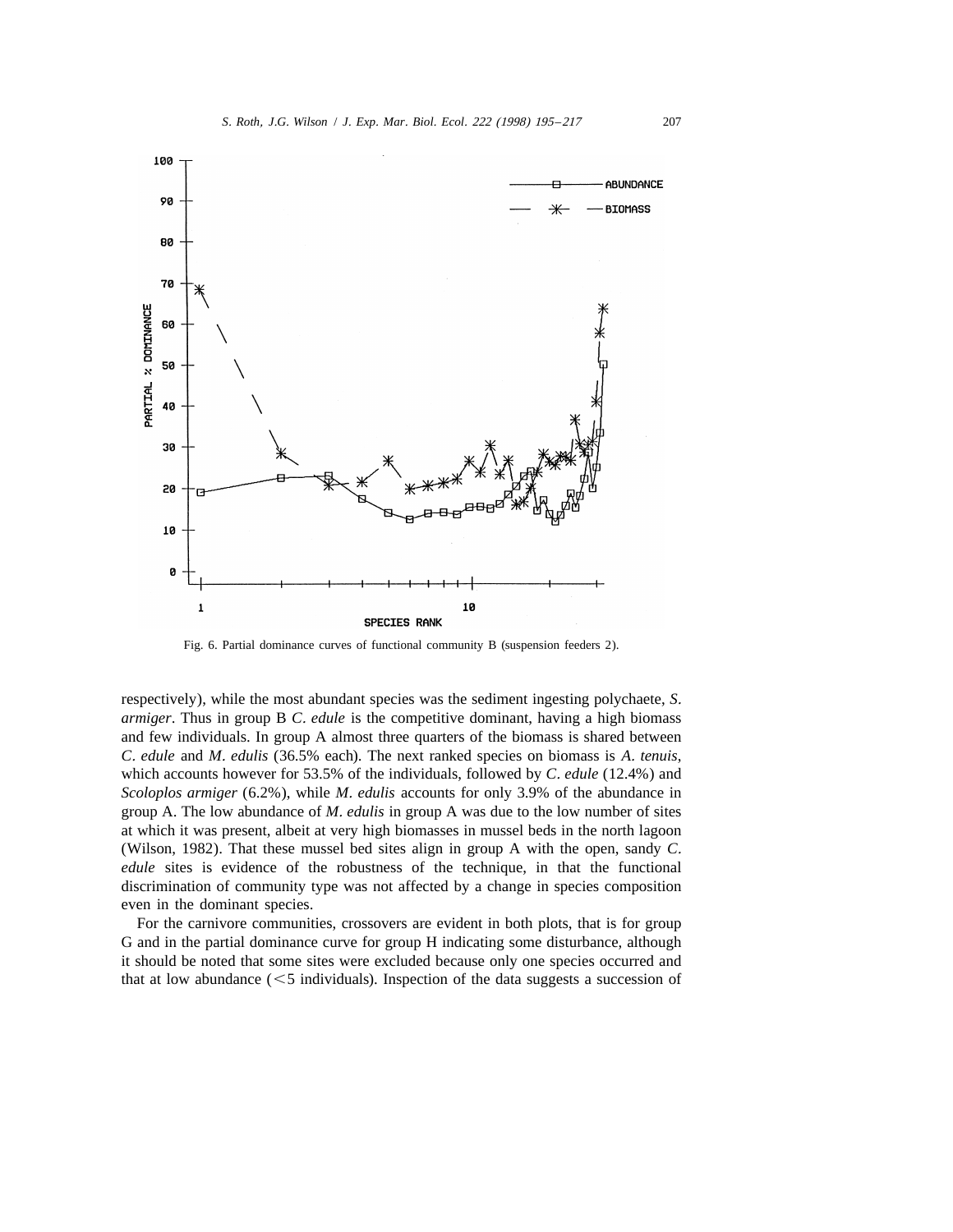Fig. 6. Partial dominance curves of functional community B (suspension feeders 2).

respectively), while the most abundant species was the sediment ingesting polychaete, *S. armiger*. Thus in group B *C. edule* is the competitive dominant, having a high biomass and few individuals. In group A almost three quarters of the biomass is shared between *C. edule* and *M. edulis* (36.5% each). The next ranked species on biomass is *A. tenuis*, which accounts however for 53.5% of the individuals, followed by *C. edule* (12.4%) and *Scoloplos armiger* (6.2%), while *M. edulis* accounts for only 3.9% of the abundance in group A. The low abundance of *M. edulis* in group A was due to the low number of sites at which it was present, albeit at very high biomasses in mussel beds in the north lagoon (Wilson, 1982). That these mussel bed sites align in group A with the open, sandy *C. edule* sites is evidence of the robustness of the technique, in that the functional discrimination of community type was not affected by a change in species composition even in the dominant species.

For the carnivore communities, crossovers are evident in both plots, that is for group G and in the partial dominance curve for group H indicating some disturbance, although it should be noted that some sites were excluded because only one species occurred and that at low abundance (<5 individuals). Inspection of the data suggests a succession of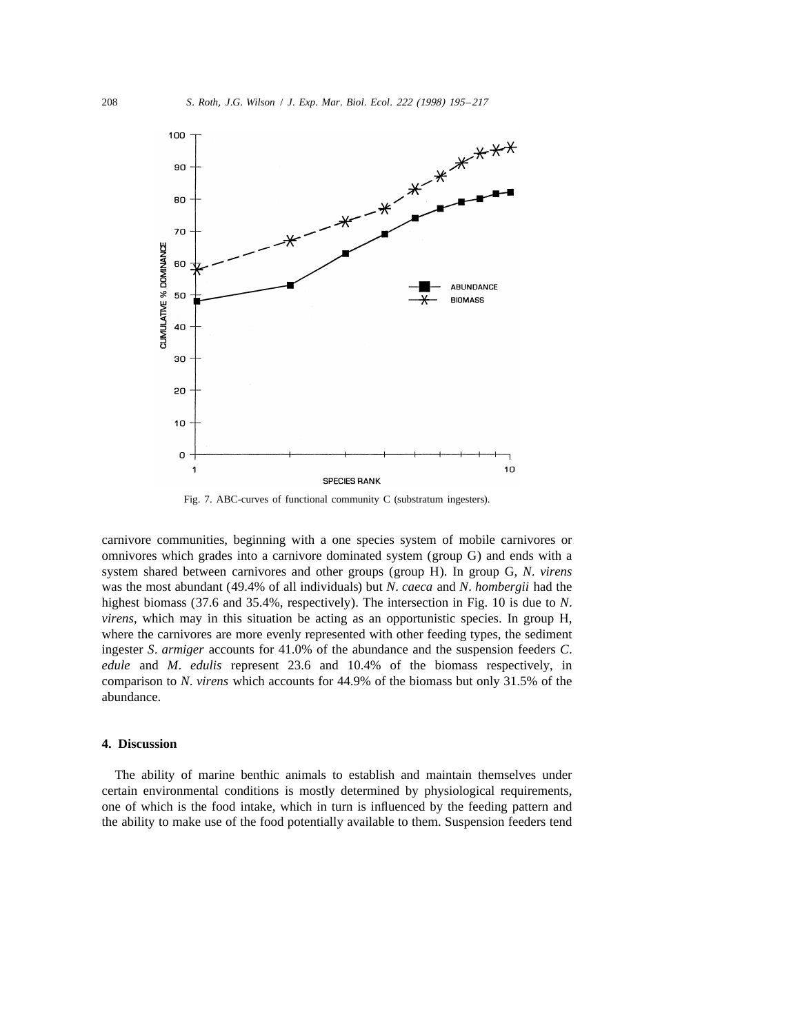Fig. 7. ABC-curves of functional community C (substratum ingesters).

carnivore communities, beginning with a one species system of mobile carnivores or omnivores which grades into a carnivore dominated system (group G) and ends with a system shared between carnivores and other groups (group H). In group G, *N. virens* was the most abundant (49.4% of all individuals) but *N. caeca* and *N. hombergii* had the highest biomass (37.6 and 35.4%, respectively). The intersection in Fig. 10 is due to *N. virens*, which may in this situation be acting as an opportunistic species. In group H, where the carnivores are more evenly represented with other feeding types, the sediment ingester *S. armiger* accounts for 41.0% of the abundance and the suspension feeders *C. edule* and *M. edulis* represent 23.6 and 10.4% of the biomass respectively, in comparison to *N. virens* which accounts for 44.9% of the biomass but only 31.5% of the abundance.

## 4. Discussion

The ability of marine benthic animals to establish and maintain themselves under certain environmental conditions is mostly determined by physiological requirements, one of which is the food intake, which in turn is influenced by the feeding pattern and the ability to make use of the food potentially available to them. Suspension feeders tend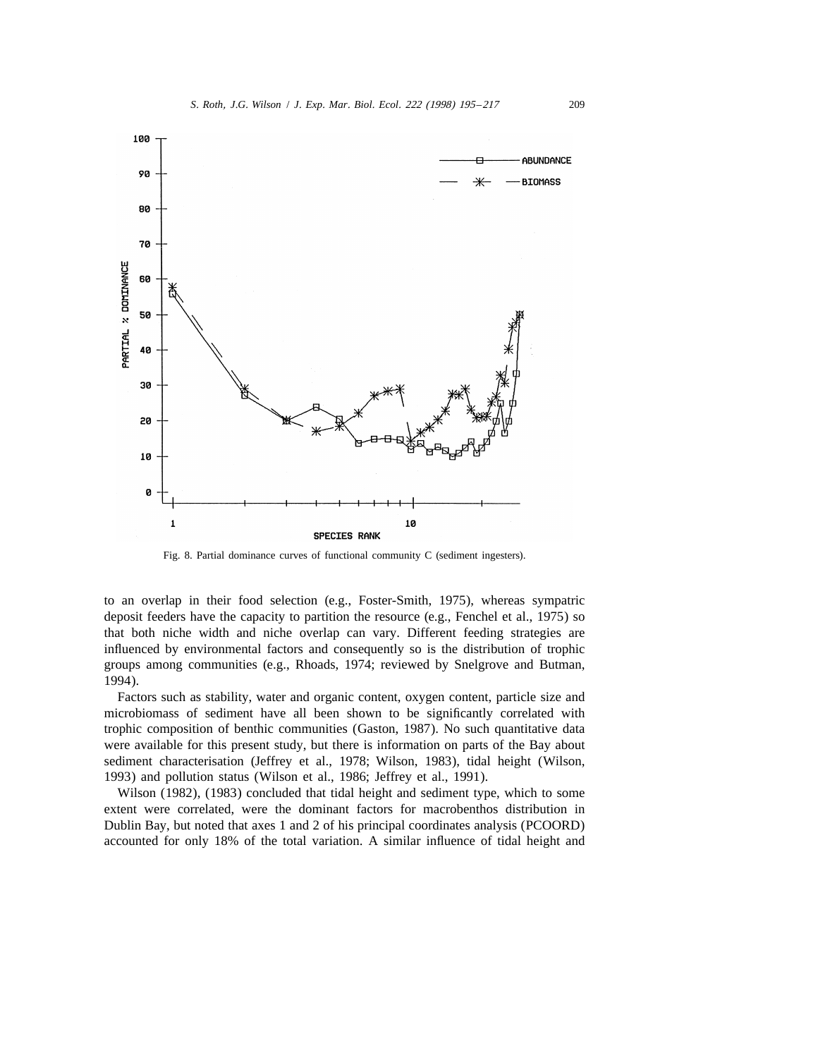Fig. 8. Partial dominance curves of functional community C (sediment ingesters).

to an overlap in their food selection (e.g., Foster-Smith, 1975), whereas sympatric deposit feeders have the capacity to partition the resource (e.g., Fenchel et al., 1975) so that both niche width and niche overlap can vary. Different feeding strategies are influenced by environmental factors and consequently so is the distribution of trophic groups among communities (e.g., Rhoads, 1974; reviewed by Snelgrove and Butman, 1994).

Factors such as stability, water and organic content, oxygen content, particle size and microbiomass of sediment have all been shown to be significantly correlated with trophic composition of benthic communities (Gaston, 1987). No such quantitative data were available for this present study, but there is information on parts of the Bay about sediment characterisation (Jeffrey et al., 1978; Wilson, 1983), tidal height (Wilson, 1993) and pollution status (Wilson et al., 1986; Jeffrey et al., 1991).

Wilson (1982), (1983) concluded that tidal height and sediment type, which to some extent were correlated, were the dominant factors for macrobenthos distribution in Dublin Bay, but noted that axes 1 and 2 of his principal coordinates analysis (PCOORD) accounted for only 18% of the total variation. A similar influence of tidal height and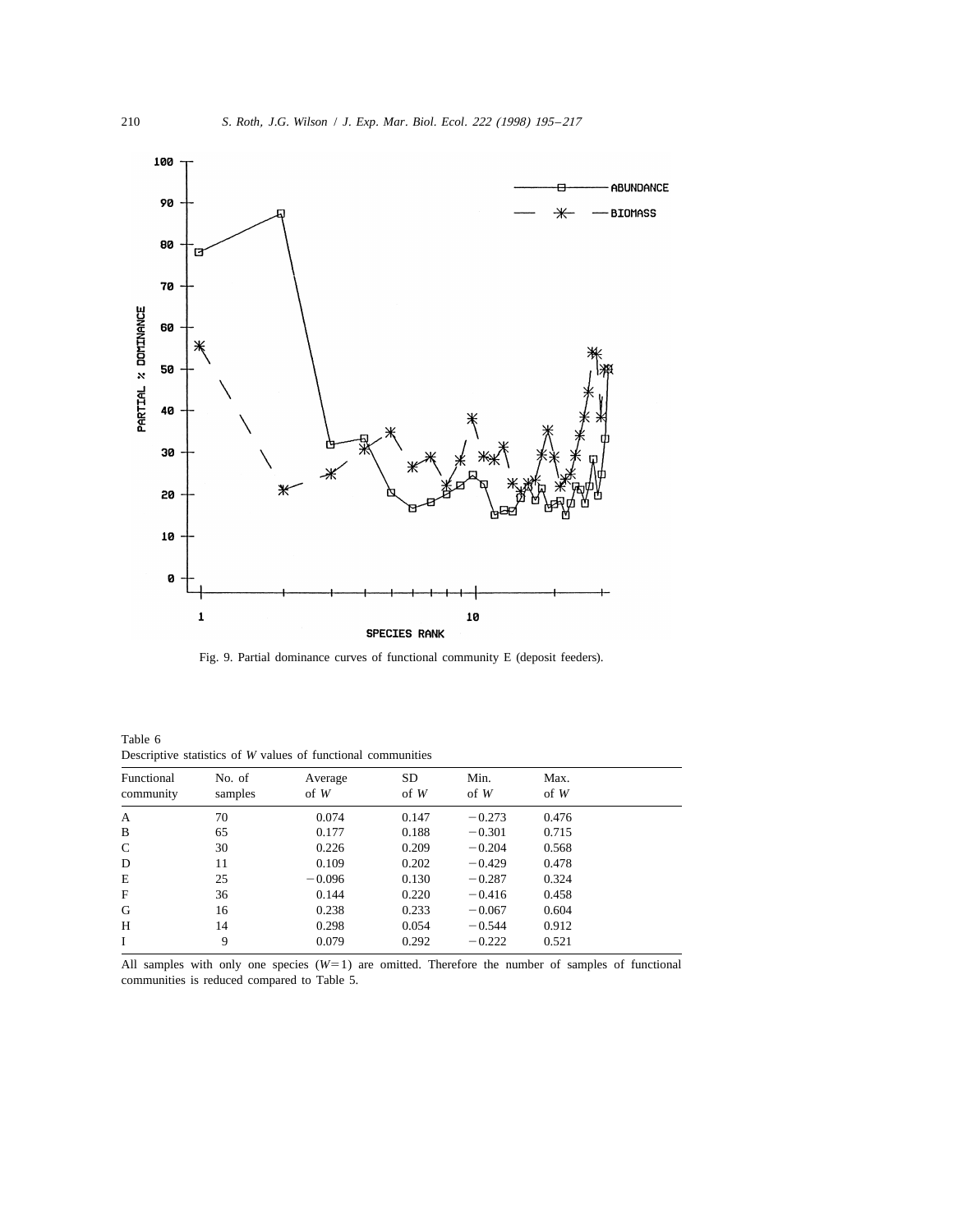Fig. 9. Partial dominance curves of functional community E (deposit feeders).

Table 6
Descriptive statistics of $W$ values of functional communities

| Functional community | No. of samples | Average of $W$ | SD of $W$ | Min. of $W$ | Max. of $W$ |
|---|---|---|---|---|---|
| A | 70 | 0.074 | 0.147 | −0.273 | 0.476 |
| B | 65 | 0.177 | 0.188 | −0.301 | 0.715 |
| C | 30 | 0.226 | 0.209 | −0.204 | 0.568 |
| D | 11 | 0.109 | 0.202 | −0.429 | 0.478 |
| E | 25 | −0.096 | 0.130 | −0.287 | 0.324 |
| F | 36 | 0.144 | 0.220 | −0.416 | 0.458 |
| G | 16 | 0.238 | 0.233 | −0.067 | 0.604 |
| H | 14 | 0.298 | 0.054 | −0.544 | 0.912 |
| I | 9 | 0.079 | 0.292 | −0.222 | 0.521 |

All samples with only one species ($W=1$) are omitted. Therefore the number of samples of functional communities is reduced compared to Table 5.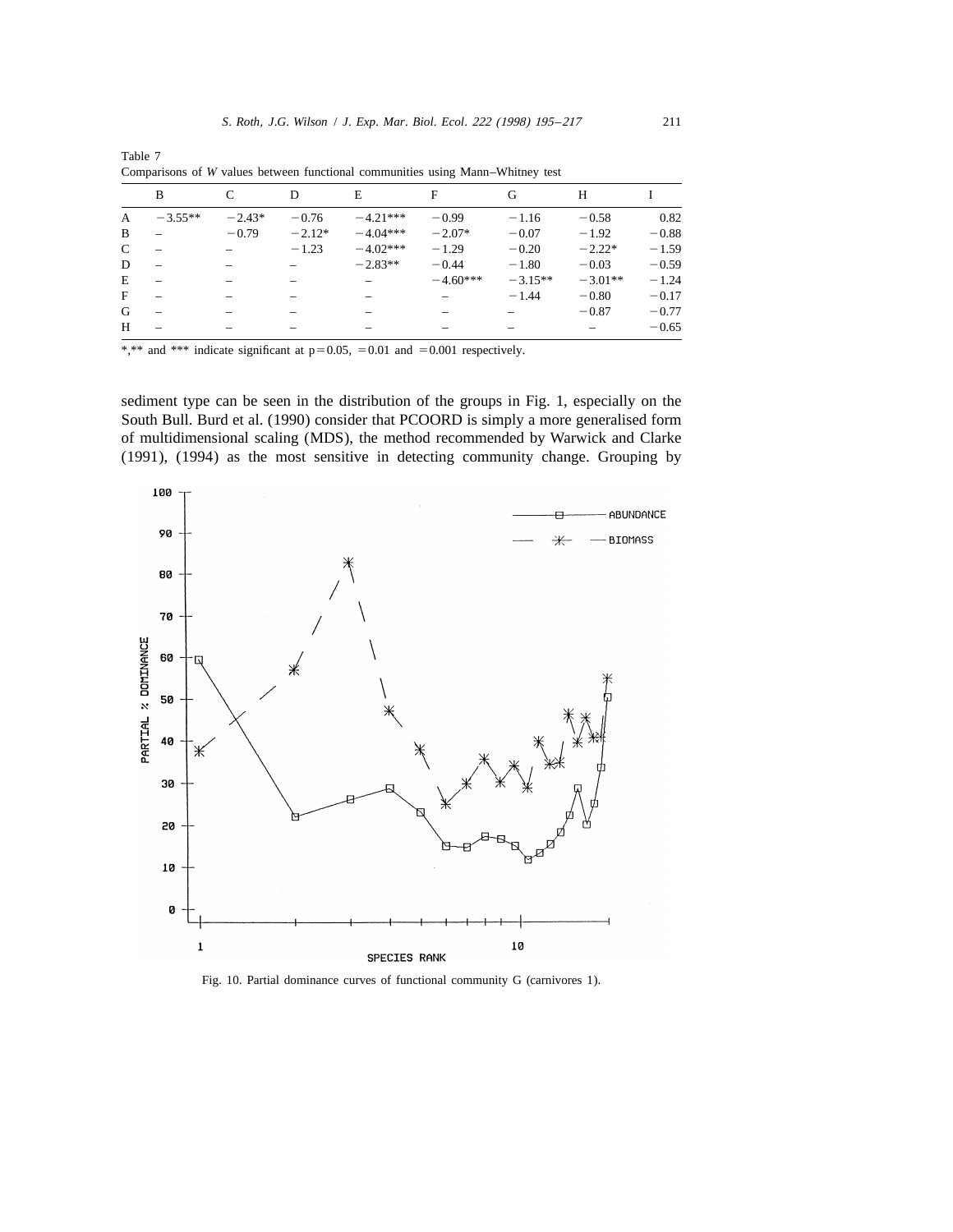Table 7
Comparisons of *W* values between functional communities using Mann–Whitney test

| | B | C | D | E | F | G | H | I |
|---|---|---|---|---|---|---|---|---|
| A | −3.55** | −2.43* | −0.76 | −4.21*** | −0.99 | −1.16 | −0.58 | 0.82 |
| B | – | −0.79 | −2.12* | −4.04*** | −2.07* | −0.07 | −1.92 | −0.88 |
| C | – | – | −1.23 | −4.02*** | −1.29 | −0.20 | −2.22* | −1.59 |
| D | – | – | – | −2.83** | −0.44 | −1.80 | −0.03 | −0.59 |
| E | – | – | – | – | −4.60*** | −3.15** | −3.01** | −1.24 |
| F | – | – | – | – | – | −1.44 | −0.80 | −0.17 |
| G | – | – | – | – | – | – | −0.87 | −0.77 |
| H | – | – | – | – | – | – | – | −0.65 |

*,** and *** indicate significant at p = 0.05, = 0.01 and = 0.001 respectively.

sediment type can be seen in the distribution of the groups in Fig. 1, especially on the South Bull. Burd et al. (1990) consider that PCOORD is simply a more generalised form of multidimensional scaling (MDS), the method recommended by Warwick and Clarke (1991), (1994) as the most sensitive in detecting community change. Grouping by

Fig. 10. Partial dominance curves of functional community G (carnivores 1).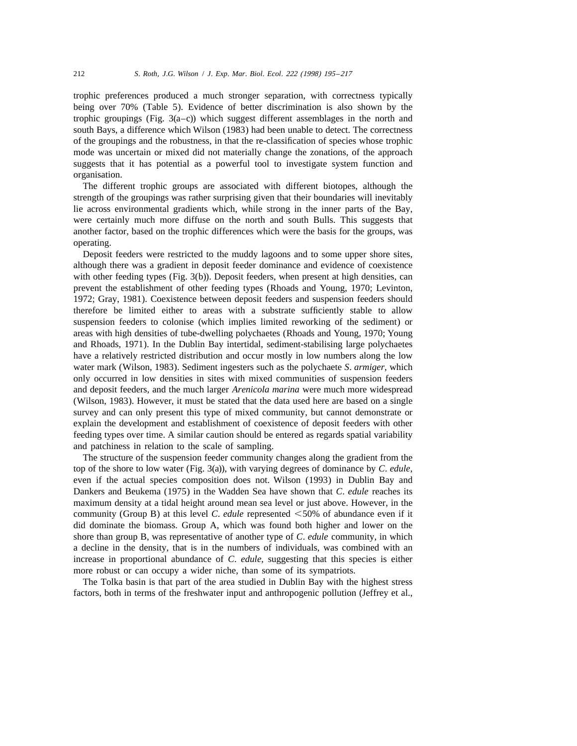trophic preferences produced a much stronger separation, with correctness typically being over 70% (Table 5). Evidence of better discrimination is also shown by the trophic groupings (Fig. 3(a–c)) which suggest different assemblages in the north and south Bays, a difference which Wilson (1983) had been unable to detect. The correctness of the groupings and the robustness, in that the re-classification of species whose trophic mode was uncertain or mixed did not materially change the zonations, of the approach suggests that it has potential as a powerful tool to investigate system function and organisation.

The different trophic groups are associated with different biotopes, although the strength of the groupings was rather surprising given that their boundaries will inevitably lie across environmental gradients which, while strong in the inner parts of the Bay, were certainly much more diffuse on the north and south Bulls. This suggests that another factor, based on the trophic differences which were the basis for the groups, was operating.

Deposit feeders were restricted to the muddy lagoons and to some upper shore sites, although there was a gradient in deposit feeder dominance and evidence of coexistence with other feeding types (Fig. 3(b)). Deposit feeders, when present at high densities, can prevent the establishment of other feeding types (Rhoads and Young, 1970; Levinton, 1972; Gray, 1981). Coexistence between deposit feeders and suspension feeders should therefore be limited either to areas with a substrate sufficiently stable to allow suspension feeders to colonise (which implies limited reworking of the sediment) or areas with high densities of tube-dwelling polychaetes (Rhoads and Young, 1970; Young and Rhoads, 1971). In the Dublin Bay intertidal, sediment-stabilising large polychaetes have a relatively restricted distribution and occur mostly in low numbers along the low water mark (Wilson, 1983). Sediment ingesters such as the polychaete *S. armiger*, which only occurred in low densities in sites with mixed communities of suspension feeders and deposit feeders, and the much larger *Arenicola marina* were much more widespread (Wilson, 1983). However, it must be stated that the data used here are based on a single survey and can only present this type of mixed community, but cannot demonstrate or explain the development and establishment of coexistence of deposit feeders with other feeding types over time. A similar caution should be entered as regards spatial variability and patchiness in relation to the scale of sampling.

The structure of the suspension feeder community changes along the gradient from the top of the shore to low water (Fig. 3(a)), with varying degrees of dominance by *C. edule*, even if the actual species composition does not. Wilson (1993) in Dublin Bay and Dankers and Beukema (1975) in the Wadden Sea have shown that *C. edule* reaches its maximum density at a tidal height around mean sea level or just above. However, in the community (Group B) at this level *C. edule* represented <50% of abundance even if it did dominate the biomass. Group A, which was found both higher and lower on the shore than group B, was representative of another type of *C. edule* community, in which a decline in the density, that is in the numbers of individuals, was combined with an increase in proportional abundance of *C. edule*, suggesting that this species is either more robust or can occupy a wider niche, than some of its sympatriots.

The Tolka basin is that part of the area studied in Dublin Bay with the highest stress factors, both in terms of the freshwater input and anthropogenic pollution (Jeffrey et al.,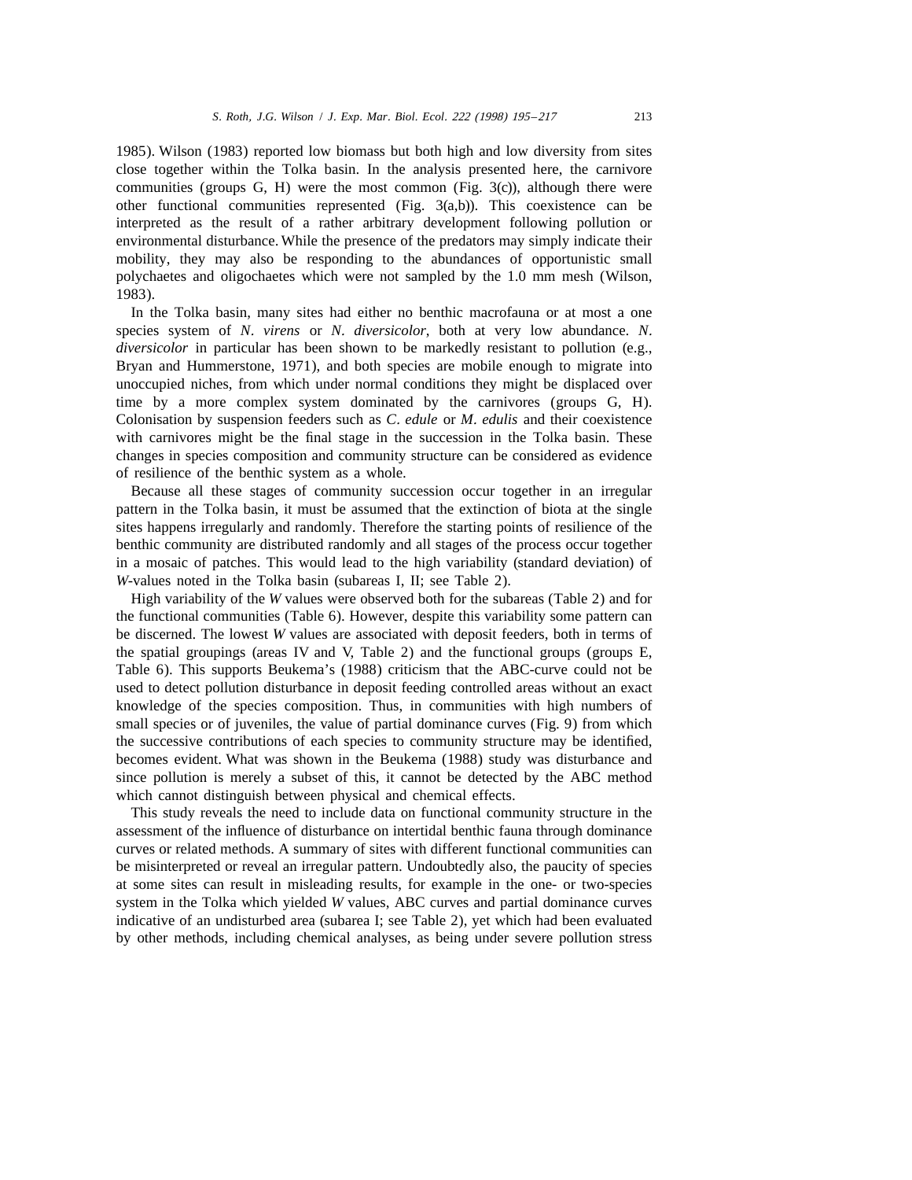1985). Wilson (1983) reported low biomass but both high and low diversity from sites close together within the Tolka basin. In the analysis presented here, the carnivore communities (groups G, H) were the most common (Fig. 3(c)), although there were other functional communities represented (Fig. 3(a,b)). This coexistence can be interpreted as the result of a rather arbitrary development following pollution or environmental disturbance. While the presence of the predators may simply indicate their mobility, they may also be responding to the abundances of opportunistic small polychaetes and oligochaetes which were not sampled by the 1.0 mm mesh (Wilson, 1983).

In the Tolka basin, many sites had either no benthic macrofauna or at most a one species system of *N. virens* or *N. diversicolor*, both at very low abundance. *N. diversicolor* in particular has been shown to be markedly resistant to pollution (e.g., Bryan and Hummerstone, 1971), and both species are mobile enough to migrate into unoccupied niches, from which under normal conditions they might be displaced over time by a more complex system dominated by the carnivores (groups G, H). Colonisation by suspension feeders such as *C. edule* or *M. edulis* and their coexistence with carnivores might be the final stage in the succession in the Tolka basin. These changes in species composition and community structure can be considered as evidence of resilience of the benthic system as a whole.

Because all these stages of community succession occur together in an irregular pattern in the Tolka basin, it must be assumed that the extinction of biota at the single sites happens irregularly and randomly. Therefore the starting points of resilience of the benthic community are distributed randomly and all stages of the process occur together in a mosaic of patches. This would lead to the high variability (standard deviation) of $W$-values noted in the Tolka basin (subareas I, II; see Table 2).

High variability of the $W$ values were observed both for the subareas (Table 2) and for the functional communities (Table 6). However, despite this variability some pattern can be discerned. The lowest $W$ values are associated with deposit feeders, both in terms of the spatial groupings (areas IV and V, Table 2) and the functional groups (groups E, Table 6). This supports Beukema's (1988) criticism that the ABC-curve could not be used to detect pollution disturbance in deposit feeding controlled areas without an exact knowledge of the species composition. Thus, in communities with high numbers of small species or of juveniles, the value of partial dominance curves (Fig. 9) from which the successive contributions of each species to community structure may be identified, becomes evident. What was shown in the Beukema (1988) study was disturbance and since pollution is merely a subset of this, it cannot be detected by the ABC method which cannot distinguish between physical and chemical effects.

This study reveals the need to include data on functional community structure in the assessment of the influence of disturbance on intertidal benthic fauna through dominance curves or related methods. A summary of sites with different functional communities can be misinterpreted or reveal an irregular pattern. Undoubtedly also, the paucity of species at some sites can result in misleading results, for example in the one- or two-species system in the Tolka which yielded $W$ values, ABC curves and partial dominance curves indicative of an undisturbed area (subarea I; see Table 2), yet which had been evaluated by other methods, including chemical analyses, as being under severe pollution stress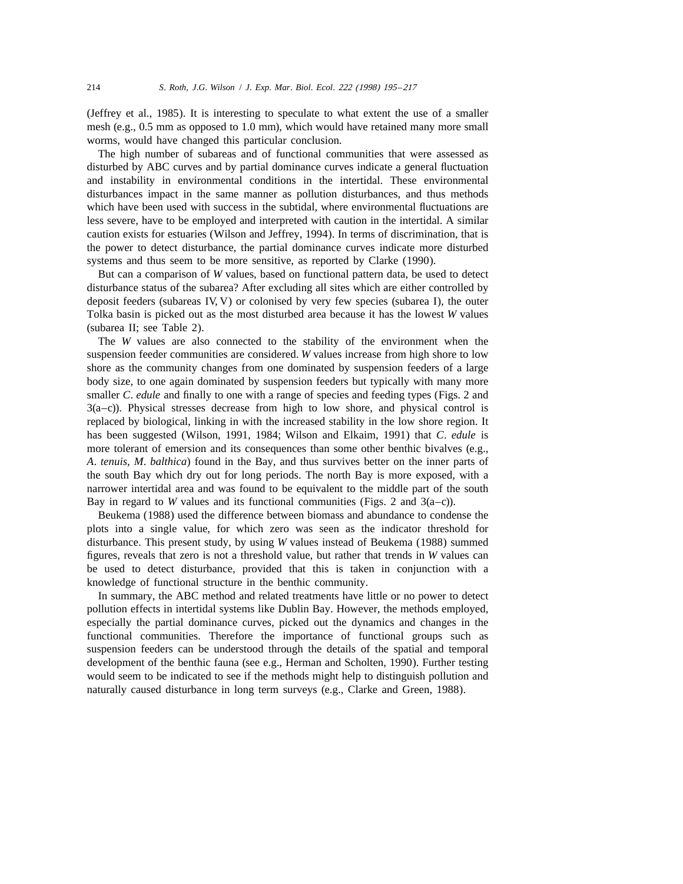(Jeffrey et al., 1985). It is interesting to speculate to what extent the use of a smaller mesh (e.g., 0.5 mm as opposed to 1.0 mm), which would have retained many more small worms, would have changed this particular conclusion.

The high number of subareas and of functional communities that were assessed as disturbed by ABC curves and by partial dominance curves indicate a general fluctuation and instability in environmental conditions in the intertidal. These environmental disturbances impact in the same manner as pollution disturbances, and thus methods which have been used with success in the subtidal, where environmental fluctuations are less severe, have to be employed and interpreted with caution in the intertidal. A similar caution exists for estuaries (Wilson and Jeffrey, 1994). In terms of discrimination, that is the power to detect disturbance, the partial dominance curves indicate more disturbed systems and thus seem to be more sensitive, as reported by Clarke (1990).

But can a comparison of *W* values, based on functional pattern data, be used to detect disturbance status of the subarea? After excluding all sites which are either controlled by deposit feeders (subareas IV, V) or colonised by very few species (subarea I), the outer Tolka basin is picked out as the most disturbed area because it has the lowest *W* values (subarea II; see Table 2).

The *W* values are also connected to the stability of the environment when the suspension feeder communities are considered. *W* values increase from high shore to low shore as the community changes from one dominated by suspension feeders of a large body size, to one again dominated by suspension feeders but typically with many more smaller *C. edule* and finally to one with a range of species and feeding types (Figs. 2 and 3(a–c)). Physical stresses decrease from high to low shore, and physical control is replaced by biological, linking in with the increased stability in the low shore region. It has been suggested (Wilson, 1991, 1984; Wilson and Elkaim, 1991) that *C. edule* is more tolerant of emersion and its consequences than some other benthic bivalves (e.g., *A. tenuis*, *M. balthica*) found in the Bay, and thus survives better on the inner parts of the south Bay which dry out for long periods. The north Bay is more exposed, with a narrower intertidal area and was found to be equivalent to the middle part of the south Bay in regard to *W* values and its functional communities (Figs. 2 and 3(a–c)).

Beukema (1988) used the difference between biomass and abundance to condense the plots into a single value, for which zero was seen as the indicator threshold for disturbance. This present study, by using *W* values instead of Beukema (1988) summed figures, reveals that zero is not a threshold value, but rather that trends in *W* values can be used to detect disturbance, provided that this is taken in conjunction with a knowledge of functional structure in the benthic community.

In summary, the ABC method and related treatments have little or no power to detect pollution effects in intertidal systems like Dublin Bay. However, the methods employed, especially the partial dominance curves, picked out the dynamics and changes in the functional communities. Therefore the importance of functional groups such as suspension feeders can be understood through the details of the spatial and temporal development of the benthic fauna (see e.g., Herman and Scholten, 1990). Further testing would seem to be indicated to see if the methods might help to distinguish pollution and naturally caused disturbance in long term surveys (e.g., Clarke and Green, 1988).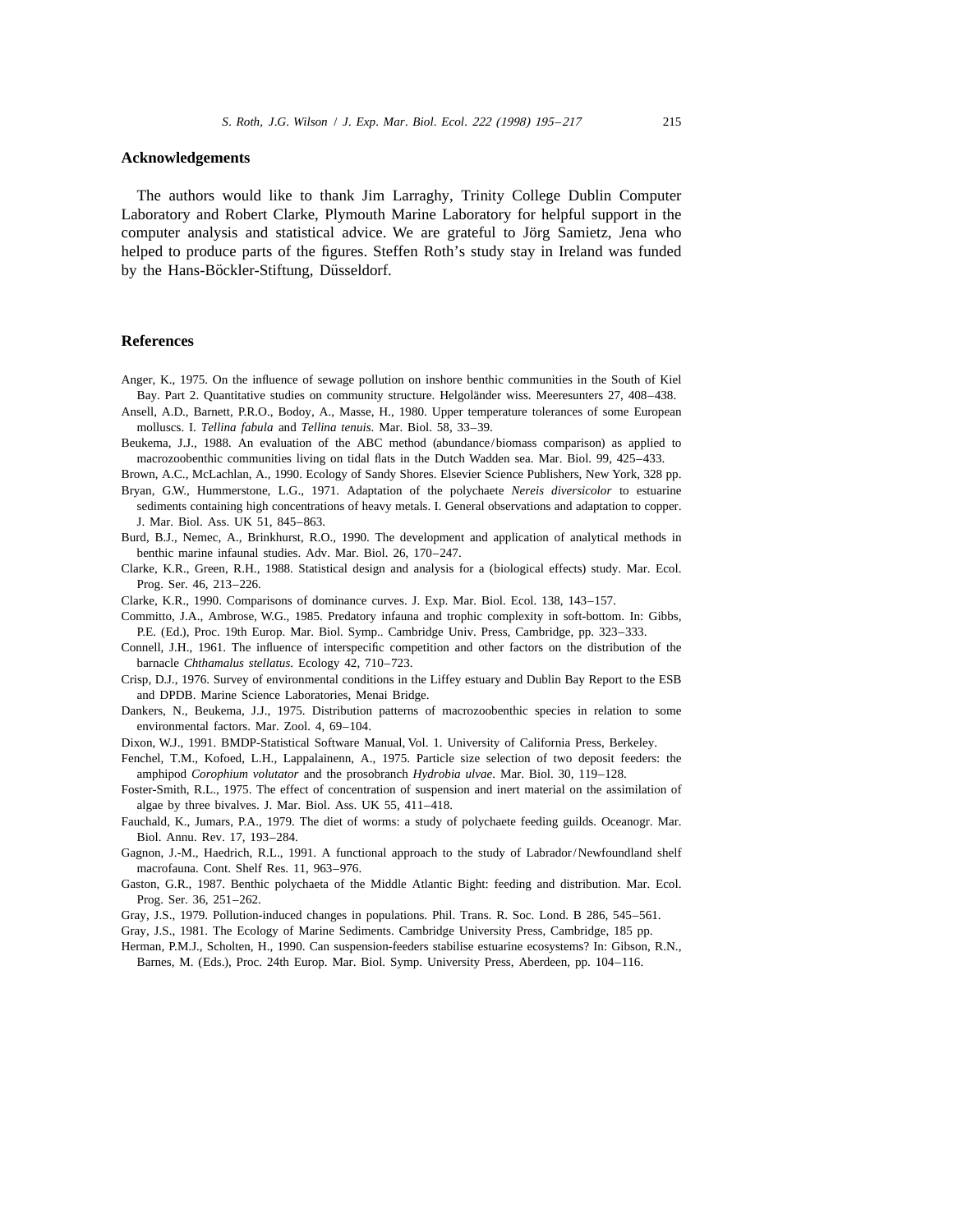## Acknowledgements

The authors would like to thank Jim Larraghy, Trinity College Dublin Computer Laboratory and Robert Clarke, Plymouth Marine Laboratory for helpful support in the computer analysis and statistical advice. We are grateful to Jörg Samietz, Jena who helped to produce parts of the figures. Steffen Roth's study stay in Ireland was funded by the Hans-Böckler-Stiftung, Düsseldorf.

## References

Anger, K., 1975. On the influence of sewage pollution on inshore benthic communities in the South of Kiel Bay. Part 2. Quantitative studies on community structure. Helgoländer wiss. Meeresunters 27, 408–438.

Ansell, A.D., Barnett, P.R.O., Bodoy, A., Masse, H., 1980. Upper temperature tolerances of some European molluscs. I. *Tellina fabula* and *Tellina tenuis*. Mar. Biol. 58, 33–39.

Beukema, J.J., 1988. An evaluation of the ABC method (abundance/biomass comparison) as applied to macrozoobenthic communities living on tidal flats in the Dutch Wadden sea. Mar. Biol. 99, 425–433.

Brown, A.C., McLachlan, A., 1990. Ecology of Sandy Shores. Elsevier Science Publishers, New York, 328 pp.

Bryan, G.W., Hummerstone, L.G., 1971. Adaptation of the polychaete *Nereis diversicolor* to estuarine sediments containing high concentrations of heavy metals. I. General observations and adaptation to copper. J. Mar. Biol. Ass. UK 51, 845–863.

Burd, B.J., Nemec, A., Brinkhurst, R.O., 1990. The development and application of analytical methods in benthic marine infaunal studies. Adv. Mar. Biol. 26, 170–247.

Clarke, K.R., Green, R.H., 1988. Statistical design and analysis for a (biological effects) study. Mar. Ecol. Prog. Ser. 46, 213–226.

Clarke, K.R., 1990. Comparisons of dominance curves. J. Exp. Mar. Biol. Ecol. 138, 143–157.

Committo, J.A., Ambrose, W.G., 1985. Predatory infauna and trophic complexity in soft-bottom. In: Gibbs, P.E. (Ed.), Proc. 19th Europ. Mar. Biol. Symp.. Cambridge Univ. Press, Cambridge, pp. 323–333.

Connell, J.H., 1961. The influence of interspecific competition and other factors on the distribution of the barnacle *Chthamalus stellatus*. Ecology 42, 710–723.

Crisp, D.J., 1976. Survey of environmental conditions in the Liffey estuary and Dublin Bay Report to the ESB and DPDB. Marine Science Laboratories, Menai Bridge.

Dankers, N., Beukema, J.J., 1975. Distribution patterns of macrozoobenthic species in relation to some environmental factors. Mar. Zool. 4, 69–104.

Dixon, W.J., 1991. BMDP-Statistical Software Manual, Vol. 1. University of California Press, Berkeley.

Fenchel, T.M., Kofoed, L.H., Lappalainenn, A., 1975. Particle size selection of two deposit feeders: the amphipod *Corophium volutator* and the prosobranch *Hydrobia ulvae*. Mar. Biol. 30, 119–128.

Foster-Smith, R.L., 1975. The effect of concentration of suspension and inert material on the assimilation of algae by three bivalves. J. Mar. Biol. Ass. UK 55, 411–418.

Fauchald, K., Jumars, P.A., 1979. The diet of worms: a study of polychaete feeding guilds. Oceanogr. Mar. Biol. Annu. Rev. 17, 193–284.

Gagnon, J.-M., Haedrich, R.L., 1991. A functional approach to the study of Labrador/Newfoundland shelf macrofauna. Cont. Shelf Res. 11, 963–976.

Gaston, G.R., 1987. Benthic polychaeta of the Middle Atlantic Bight: feeding and distribution. Mar. Ecol. Prog. Ser. 36, 251–262.

Gray, J.S., 1979. Pollution-induced changes in populations. Phil. Trans. R. Soc. Lond. B 286, 545–561.

Gray, J.S., 1981. The Ecology of Marine Sediments. Cambridge University Press, Cambridge, 185 pp.

Herman, P.M.J., Scholten, H., 1990. Can suspension-feeders stabilise estuarine ecosystems? In: Gibson, R.N., Barnes, M. (Eds.), Proc. 24th Europ. Mar. Biol. Symp. University Press, Aberdeen, pp. 104–116.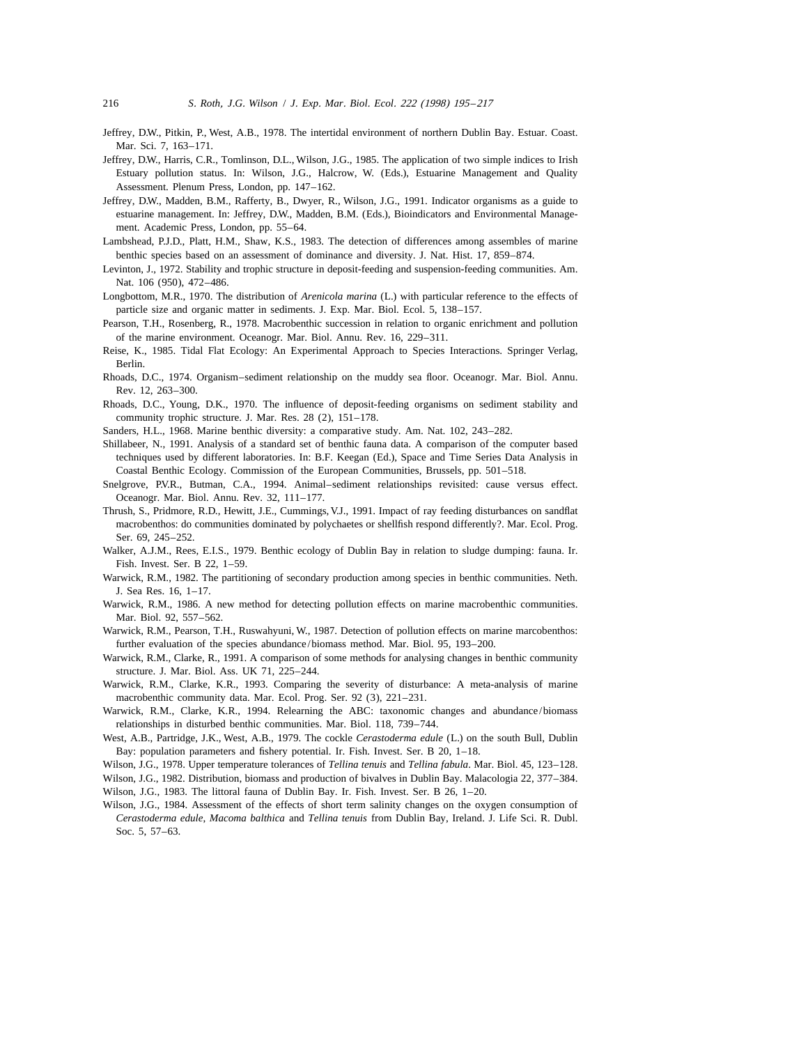Jeffrey, D.W., Pitkin, P., West, A.B., 1978. The intertidal environment of northern Dublin Bay. Estuar. Coast. Mar. Sci. 7, 163–171.

Jeffrey, D.W., Harris, C.R., Tomlinson, D.L., Wilson, J.G., 1985. The application of two simple indices to Irish Estuary pollution status. In: Wilson, J.G., Halcrow, W. (Eds.), Estuarine Management and Quality Assessment. Plenum Press, London, pp. 147–162.

Jeffrey, D.W., Madden, B.M., Rafferty, B., Dwyer, R., Wilson, J.G., 1991. Indicator organisms as a guide to estuarine management. In: Jeffrey, D.W., Madden, B.M. (Eds.), Bioindicators and Environmental Management. Academic Press, London, pp. 55–64.

Lambshead, P.J.D., Platt, H.M., Shaw, K.S., 1983. The detection of differences among assembles of marine benthic species based on an assessment of dominance and diversity. J. Nat. Hist. 17, 859–874.

Levinton, J., 1972. Stability and trophic structure in deposit-feeding and suspension-feeding communities. Am. Nat. 106 (950), 472–486.

Longbottom, M.R., 1970. The distribution of *Arenicola marina* (L.) with particular reference to the effects of particle size and organic matter in sediments. J. Exp. Mar. Biol. Ecol. 5, 138–157.

Pearson, T.H., Rosenberg, R., 1978. Macrobenthic succession in relation to organic enrichment and pollution of the marine environment. Oceanogr. Mar. Biol. Annu. Rev. 16, 229–311.

Reise, K., 1985. Tidal Flat Ecology: An Experimental Approach to Species Interactions. Springer Verlag, Berlin.

Rhoads, D.C., 1974. Organism–sediment relationship on the muddy sea floor. Oceanogr. Mar. Biol. Annu. Rev. 12, 263–300.

Rhoads, D.C., Young, D.K., 1970. The influence of deposit-feeding organisms on sediment stability and community trophic structure. J. Mar. Res. 28 (2), 151–178.

Sanders, H.L., 1968. Marine benthic diversity: a comparative study. Am. Nat. 102, 243–282.

Shillabeer, N., 1991. Analysis of a standard set of benthic fauna data. A comparison of the computer based techniques used by different laboratories. In: B.F. Keegan (Ed.), Space and Time Series Data Analysis in Coastal Benthic Ecology. Commission of the European Communities, Brussels, pp. 501–518.

Snelgrove, P.V.R., Butman, C.A., 1994. Animal–sediment relationships revisited: cause versus effect. Oceanogr. Mar. Biol. Annu. Rev. 32, 111–177.

Thrush, S., Pridmore, R.D., Hewitt, J.E., Cummings, V.J., 1991. Impact of ray feeding disturbances on sandflat macrobenthos: do communities dominated by polychaetes or shellfish respond differently?. Mar. Ecol. Prog. Ser. 69, 245–252.

Walker, A.J.M., Rees, E.I.S., 1979. Benthic ecology of Dublin Bay in relation to sludge dumping: fauna. Ir. Fish. Invest. Ser. B 22, 1–59.

Warwick, R.M., 1982. The partitioning of secondary production among species in benthic communities. Neth. J. Sea Res. 16, 1–17.

Warwick, R.M., 1986. A new method for detecting pollution effects on marine macrobenthic communities. Mar. Biol. 92, 557–562.

Warwick, R.M., Pearson, T.H., Ruswahyuni, W., 1987. Detection of pollution effects on marine marcobenthos: further evaluation of the species abundance/biomass method. Mar. Biol. 95, 193–200.

Warwick, R.M., Clarke, R., 1991. A comparison of some methods for analysing changes in benthic community structure. J. Mar. Biol. Ass. UK 71, 225–244.

Warwick, R.M., Clarke, K.R., 1993. Comparing the severity of disturbance: A meta-analysis of marine macrobenthic community data. Mar. Ecol. Prog. Ser. 92 (3), 221–231.

Warwick, R.M., Clarke, K.R., 1994. Relearning the ABC: taxonomic changes and abundance/biomass relationships in disturbed benthic communities. Mar. Biol. 118, 739–744.

West, A.B., Partridge, J.K., West, A.B., 1979. The cockle *Cerastoderma edule* (L.) on the south Bull, Dublin Bay: population parameters and fishery potential. Ir. Fish. Invest. Ser. B 20, 1–18.

Wilson, J.G., 1978. Upper temperature tolerances of *Tellina tenuis* and *Tellina fabula*. Mar. Biol. 45, 123–128.

Wilson, J.G., 1982. Distribution, biomass and production of bivalves in Dublin Bay. Malacologia 22, 377–384.

Wilson, J.G., 1983. The littoral fauna of Dublin Bay. Ir. Fish. Invest. Ser. B 26, 1–20.

Wilson, J.G., 1984. Assessment of the effects of short term salinity changes on the oxygen consumption of *Cerastoderma edule*, *Macoma balthica* and *Tellina tenuis* from Dublin Bay, Ireland. J. Life Sci. R. Dubl. Soc. 5, 57–63.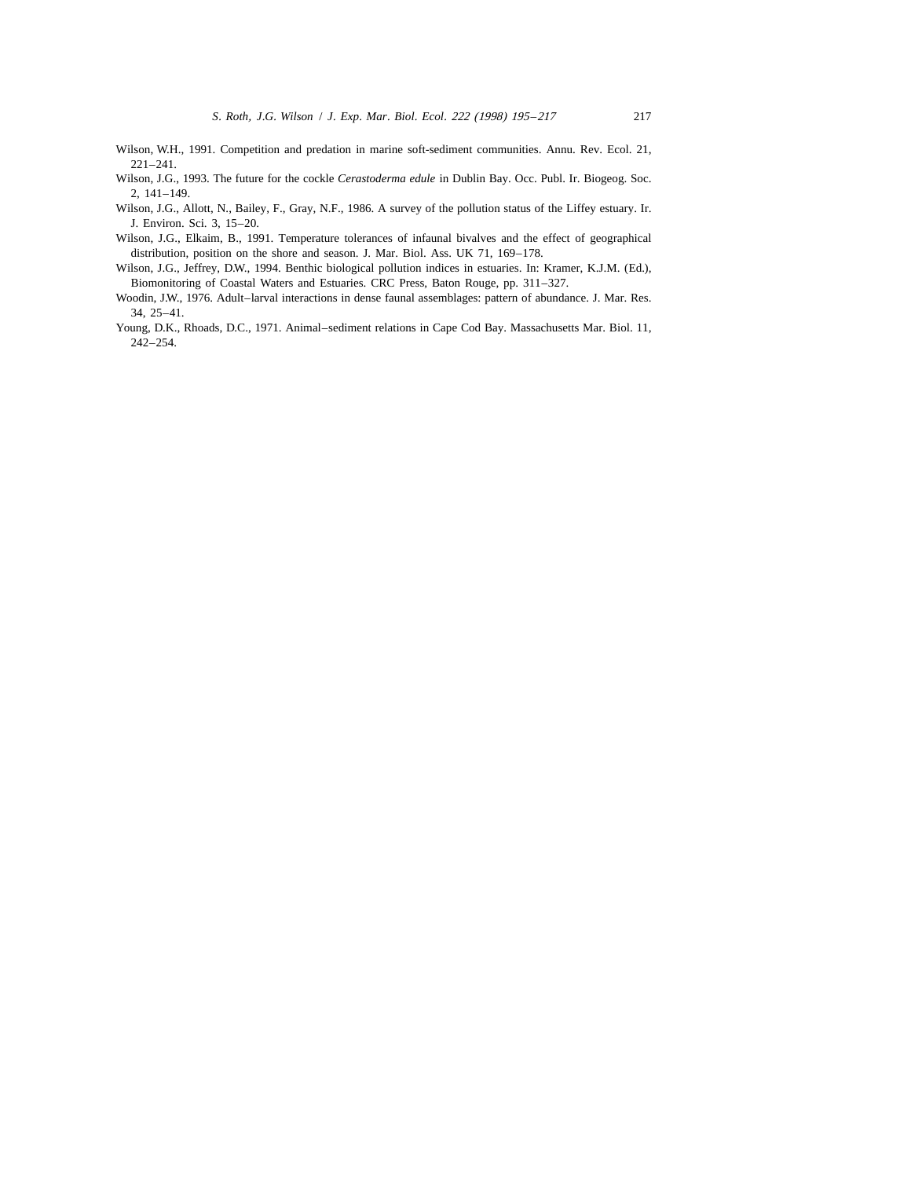Wilson, W.H., 1991. Competition and predation in marine soft-sediment communities. Annu. Rev. Ecol. 21, 221–241.

Wilson, J.G., 1993. The future for the cockle *Cerastoderma edule* in Dublin Bay. Occ. Publ. Ir. Biogeog. Soc. 2, 141–149.

Wilson, J.G., Allott, N., Bailey, F., Gray, N.F., 1986. A survey of the pollution status of the Liffey estuary. Ir. J. Environ. Sci. 3, 15–20.

Wilson, J.G., Elkaim, B., 1991. Temperature tolerances of infaunal bivalves and the effect of geographical distribution, position on the shore and season. J. Mar. Biol. Ass. UK 71, 169–178.

Wilson, J.G., Jeffrey, D.W., 1994. Benthic biological pollution indices in estuaries. In: Kramer, K.J.M. (Ed.), Biomonitoring of Coastal Waters and Estuaries. CRC Press, Baton Rouge, pp. 311–327.

Woodin, J.W., 1976. Adult–larval interactions in dense faunal assemblages: pattern of abundance. J. Mar. Res. 34, 25–41.

Young, D.K., Rhoads, D.C., 1971. Animal–sediment relations in Cape Cod Bay. Massachusetts Mar. Biol. 11, 242–254.